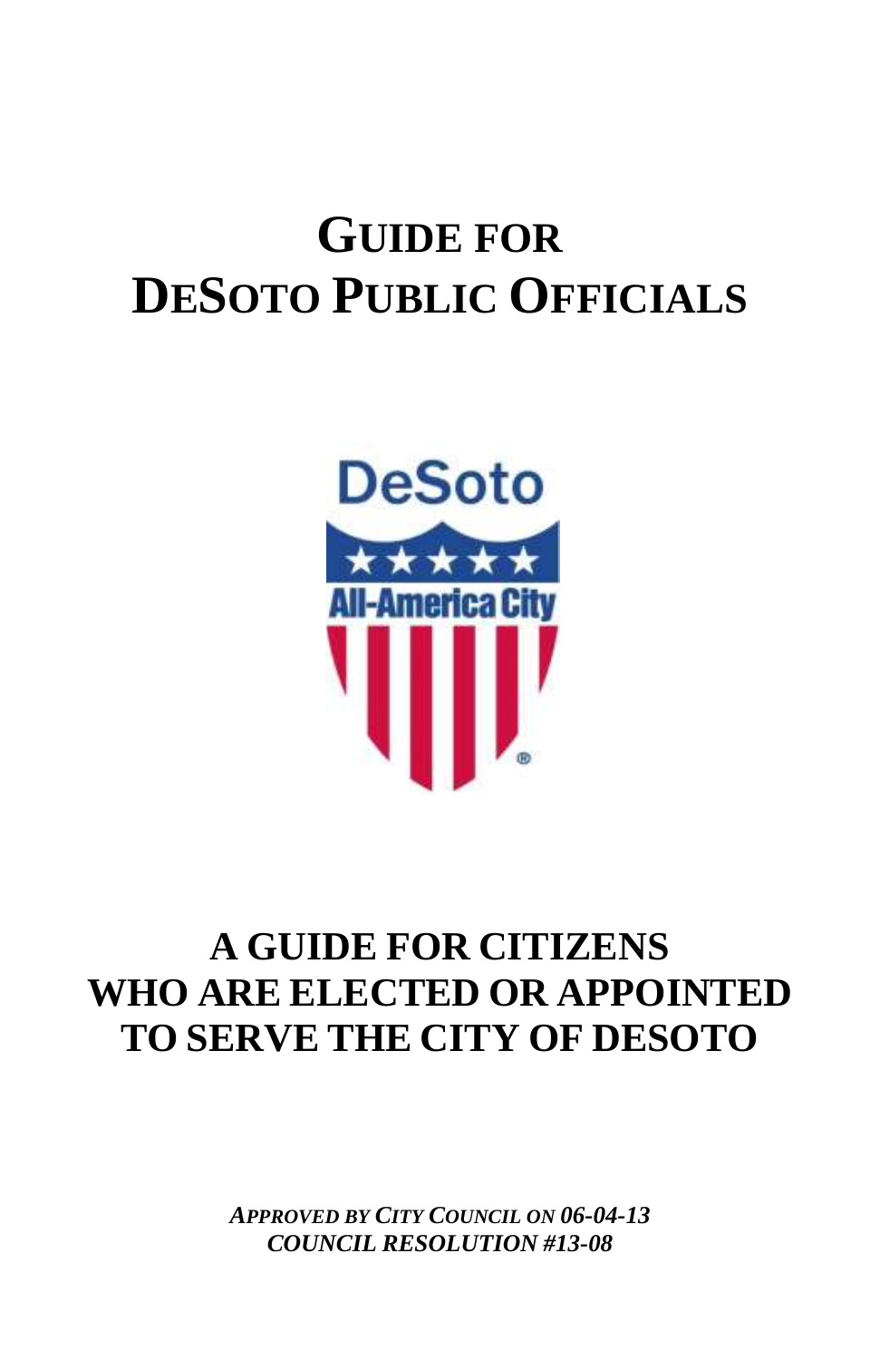# GUIDE FOR DESOTO PUBLIC OFFICIALS

DeSoto

All-America City

## A GUIDE FOR CITIZENS WHO ARE ELECTED OR APPOINTED TO SERVE THE CITY OF DESOTO

***APPROVED BY CITY COUNCIL ON 06-04-13***
***COUNCIL RESOLUTION #13-08***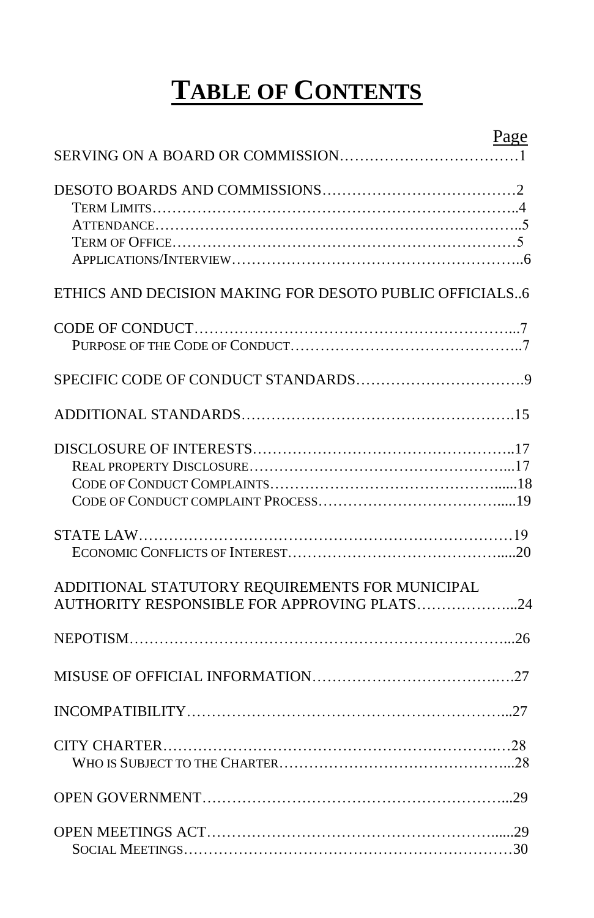# TABLE OF CONTENTS

| | Page |
|---|---|
| SERVING ON A BOARD OR COMMISSION | 1 |
| DESOTO BOARDS AND COMMISSIONS | 2 |
| Term Limits | 4 |
| Attendance | 5 |
| Term of Office | 5 |
| Applications/Interview | 6 |
| ETHICS AND DECISION MAKING FOR DESOTO PUBLIC OFFICIALS | 6 |
| CODE OF CONDUCT | 7 |
| Purpose of the Code of Conduct | 7 |
| SPECIFIC CODE OF CONDUCT STANDARDS | 9 |
| ADDITIONAL STANDARDS | 15 |
| DISCLOSURE OF INTERESTS | 17 |
| Real property Disclosure | 17 |
| Code of Conduct Complaints | 18 |
| Code of Conduct complaint Process | 19 |
| STATE LAW | 19 |
| Economic Conflicts of Interest | 20 |
| ADDITIONAL STATUTORY REQUIREMENTS FOR MUNICIPAL AUTHORITY RESPONSIBLE FOR APPROVING PLATS | 24 |
| NEPOTISM | 26 |
| MISUSE OF OFFICIAL INFORMATION | 27 |
| INCOMPATIBILITY | 27 |
| CITY CHARTER | 28 |
| Who is Subject to the Charter | 28 |
| OPEN GOVERNMENT | 29 |
| OPEN MEETINGS ACT | 29 |
| Social Meetings | 30 |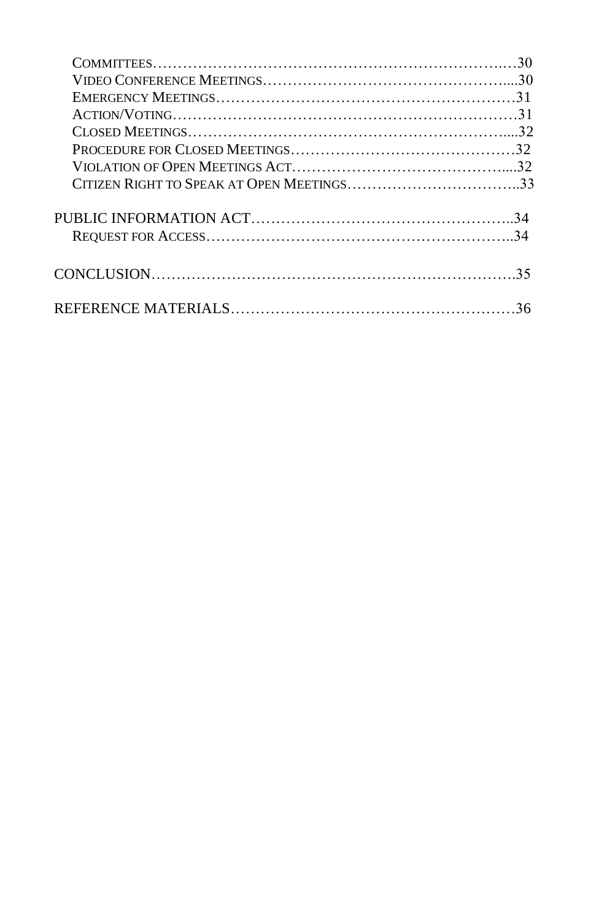COMMITTEES……………………………………………………………….…30
VIDEO CONFERENCE MEETINGS…………………………………………....30
EMERGENCY MEETINGS……………………………………………………31
ACTION/VOTING………………………………………………………………31
CLOSED MEETINGS………………………………………………………....32
PROCEDURE FOR CLOSED MEETINGS……………………………………32
VIOLATION OF OPEN MEETINGS ACT…………………………………....32
CITIZEN RIGHT TO SPEAK AT OPEN MEETINGS……………………………..33

PUBLIC INFORMATION ACT……………………………………………..34
REQUEST FOR ACCESS……………………………………………………..34

CONCLUSION……………………………………………………………….35

REFERENCE MATERIALS…………………………………………………36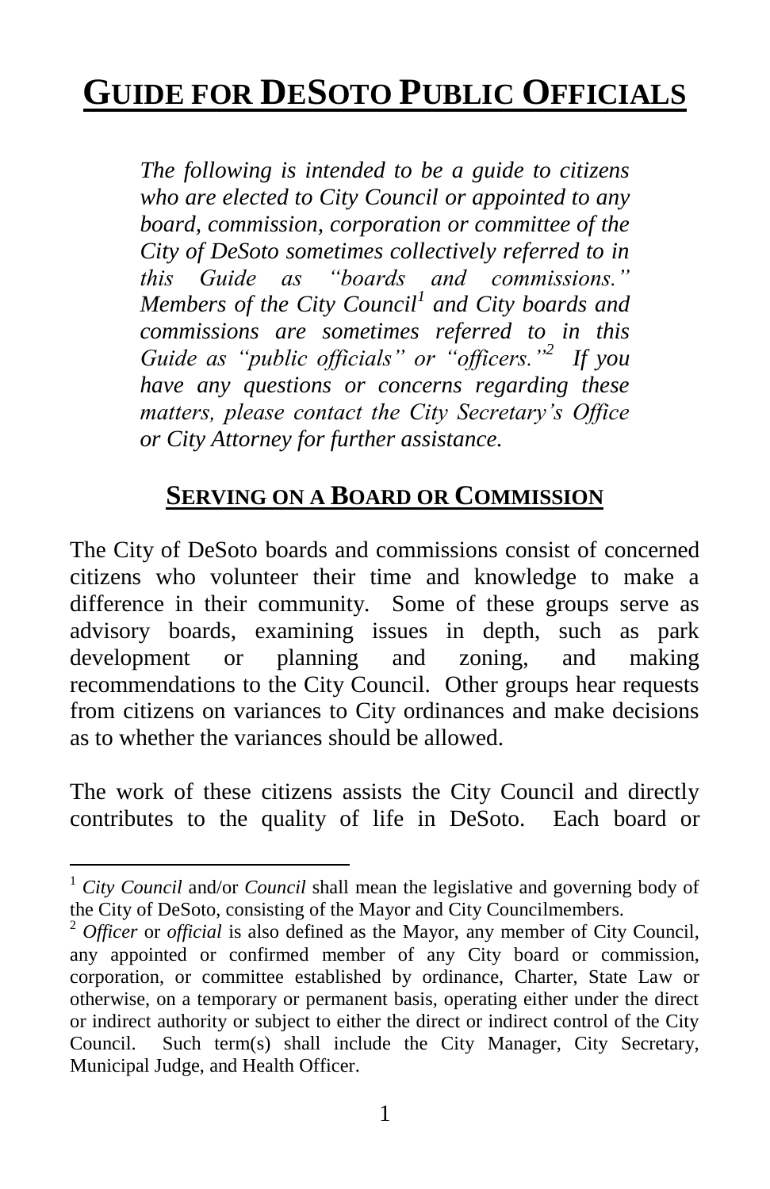# GUIDE FOR DESOTO PUBLIC OFFICIALS

*The following is intended to be a guide to citizens who are elected to City Council or appointed to any board, commission, corporation or committee of the City of DeSoto sometimes collectively referred to in this Guide as "boards and commissions." Members of the City Council[1] and City boards and commissions are sometimes referred to in this Guide as "public officials" or "officers."[2] If you have any questions or concerns regarding these matters, please contact the City Secretary's Office or City Attorney for further assistance.*

## SERVING ON A BOARD OR COMMISSION

The City of DeSoto boards and commissions consist of concerned citizens who volunteer their time and knowledge to make a difference in their community. Some of these groups serve as advisory boards, examining issues in depth, such as park development or planning and zoning, and making recommendations to the City Council. Other groups hear requests from citizens on variances to City ordinances and make decisions as to whether the variances should be allowed.

The work of these citizens assists the City Council and directly contributes to the quality of life in DeSoto. Each board or

---

[1] *City Council* and/or *Council* shall mean the legislative and governing body of the City of DeSoto, consisting of the Mayor and City Councilmembers.

[2] *Officer* or *official* is also defined as the Mayor, any member of City Council, any appointed or confirmed member of any City board or commission, corporation, or committee established by ordinance, Charter, State Law or otherwise, on a temporary or permanent basis, operating either under the direct or indirect authority or subject to either the direct or indirect control of the City Council. Such term(s) shall include the City Manager, City Secretary, Municipal Judge, and Health Officer.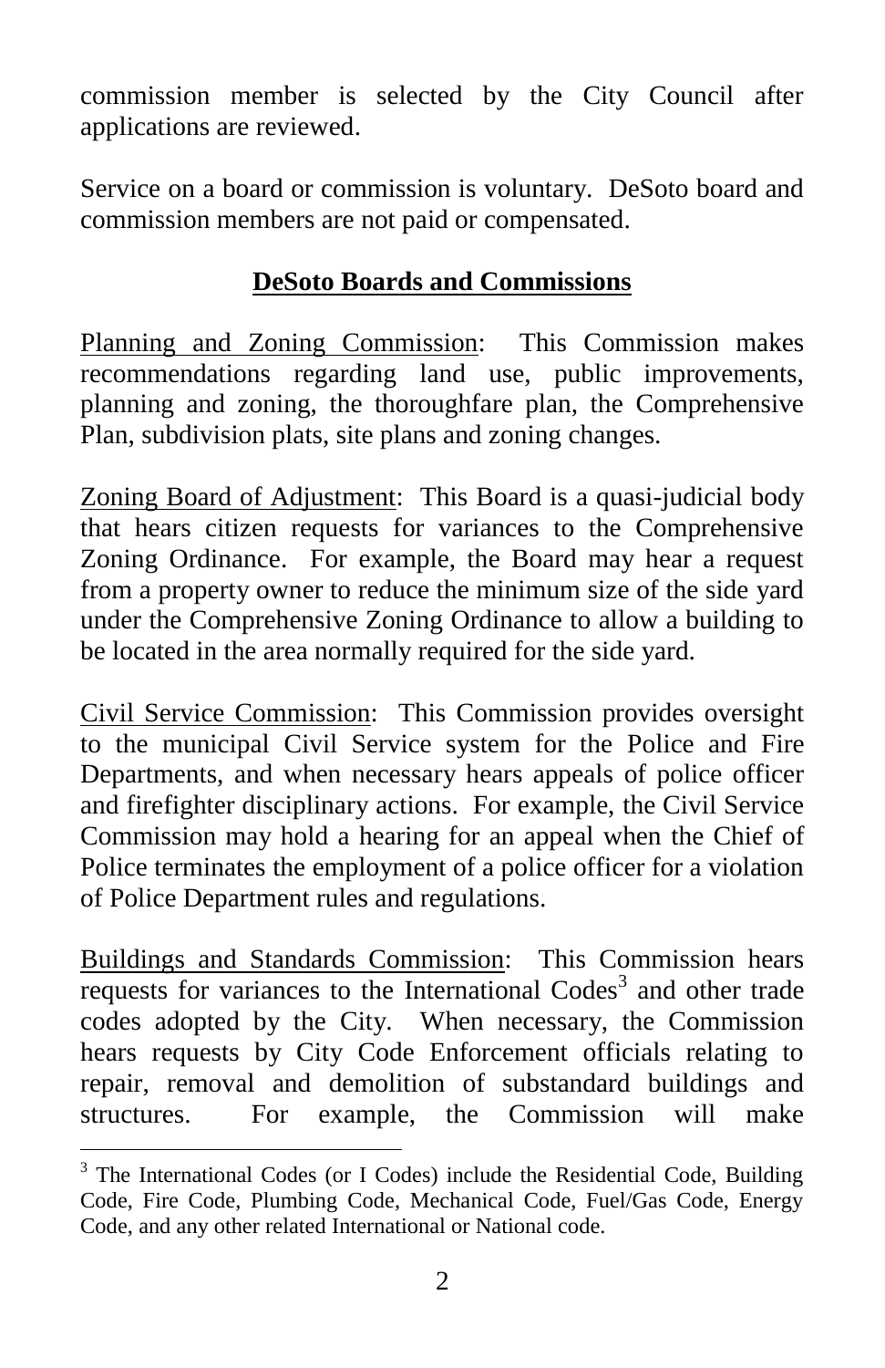commission member is selected by the City Council after applications are reviewed.

Service on a board or commission is voluntary. DeSoto board and commission members are not paid or compensated.

## DeSoto Boards and Commissions

Planning and Zoning Commission: This Commission makes recommendations regarding land use, public improvements, planning and zoning, the thoroughfare plan, the Comprehensive Plan, subdivision plats, site plans and zoning changes.

Zoning Board of Adjustment: This Board is a quasi-judicial body that hears citizen requests for variances to the Comprehensive Zoning Ordinance. For example, the Board may hear a request from a property owner to reduce the minimum size of the side yard under the Comprehensive Zoning Ordinance to allow a building to be located in the area normally required for the side yard.

Civil Service Commission: This Commission provides oversight to the municipal Civil Service system for the Police and Fire Departments, and when necessary hears appeals of police officer and firefighter disciplinary actions. For example, the Civil Service Commission may hold a hearing for an appeal when the Chief of Police terminates the employment of a police officer for a violation of Police Department rules and regulations.

Buildings and Standards Commission: This Commission hears requests for variances to the International Codes[3] and other trade codes adopted by the City. When necessary, the Commission hears requests by City Code Enforcement officials relating to repair, removal and demolition of substandard buildings and structures. For example, the Commission will make

[3] The International Codes (or I Codes) include the Residential Code, Building Code, Fire Code, Plumbing Code, Mechanical Code, Fuel/Gas Code, Energy Code, and any other related International or National code.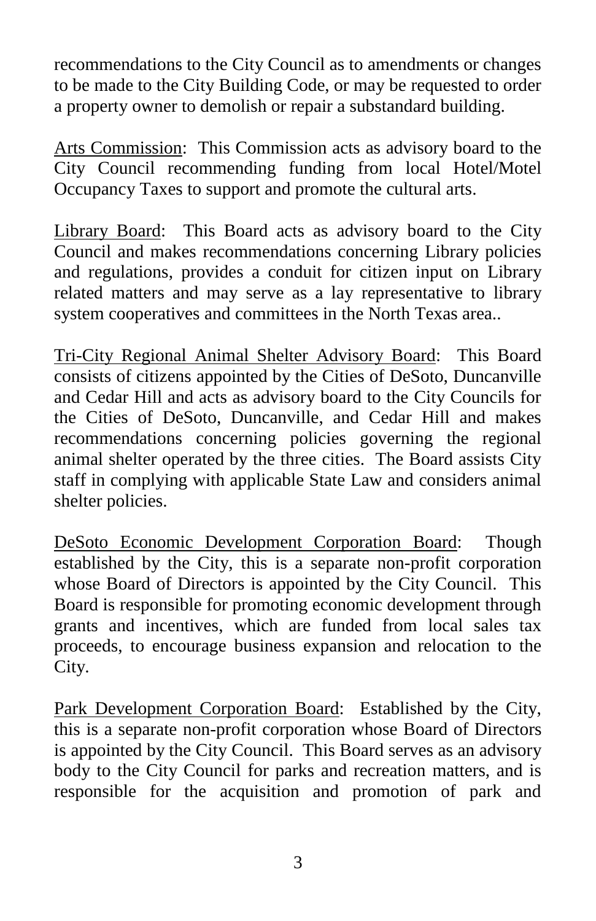recommendations to the City Council as to amendments or changes to be made to the City Building Code, or may be requested to order a property owner to demolish or repair a substandard building.

<u>Arts Commission</u>: This Commission acts as advisory board to the City Council recommending funding from local Hotel/Motel Occupancy Taxes to support and promote the cultural arts.

<u>Library Board</u>: This Board acts as advisory board to the City Council and makes recommendations concerning Library policies and regulations, provides a conduit for citizen input on Library related matters and may serve as a lay representative to library system cooperatives and committees in the North Texas area..

<u>Tri-City Regional Animal Shelter Advisory Board</u>: This Board consists of citizens appointed by the Cities of DeSoto, Duncanville and Cedar Hill and acts as advisory board to the City Councils for the Cities of DeSoto, Duncanville, and Cedar Hill and makes recommendations concerning policies governing the regional animal shelter operated by the three cities. The Board assists City staff in complying with applicable State Law and considers animal shelter policies.

<u>DeSoto Economic Development Corporation Board</u>: Though established by the City, this is a separate non-profit corporation whose Board of Directors is appointed by the City Council. This Board is responsible for promoting economic development through grants and incentives, which are funded from local sales tax proceeds, to encourage business expansion and relocation to the City.

<u>Park Development Corporation Board</u>: Established by the City, this is a separate non-profit corporation whose Board of Directors is appointed by the City Council. This Board serves as an advisory body to the City Council for parks and recreation matters, and is responsible for the acquisition and promotion of park and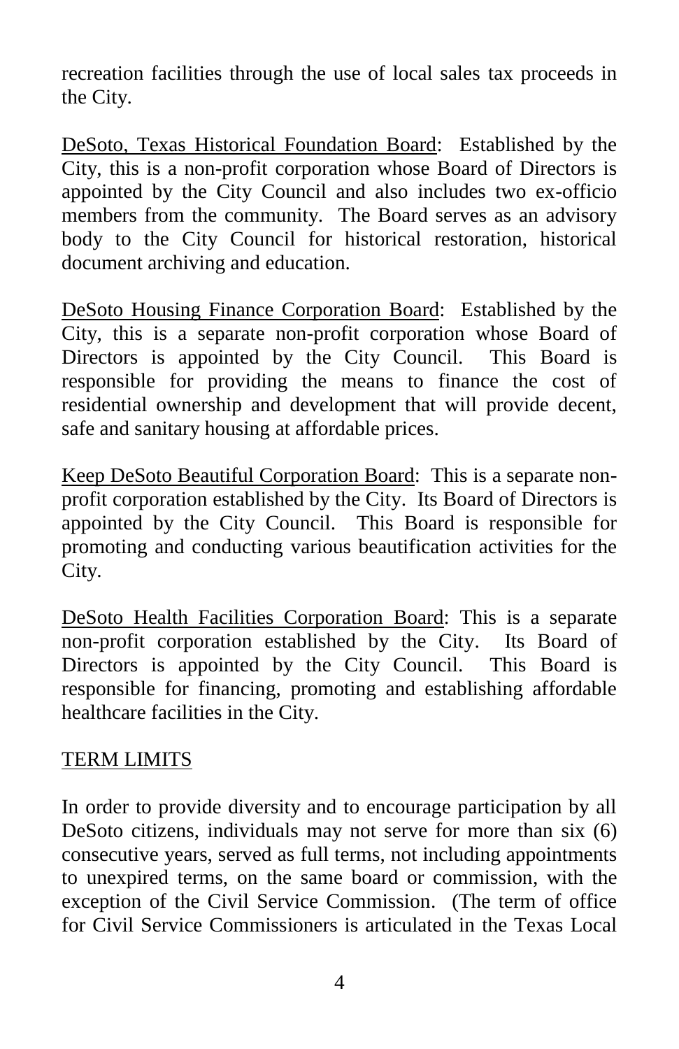recreation facilities through the use of local sales tax proceeds in the City.

<u>DeSoto, Texas Historical Foundation Board</u>: Established by the City, this is a non-profit corporation whose Board of Directors is appointed by the City Council and also includes two ex-officio members from the community. The Board serves as an advisory body to the City Council for historical restoration, historical document archiving and education.

<u>DeSoto Housing Finance Corporation Board</u>: Established by the City, this is a separate non-profit corporation whose Board of Directors is appointed by the City Council. This Board is responsible for providing the means to finance the cost of residential ownership and development that will provide decent, safe and sanitary housing at affordable prices.

<u>Keep DeSoto Beautiful Corporation Board</u>: This is a separate non-profit corporation established by the City. Its Board of Directors is appointed by the City Council. This Board is responsible for promoting and conducting various beautification activities for the City.

<u>DeSoto Health Facilities Corporation Board</u>: This is a separate non-profit corporation established by the City. Its Board of Directors is appointed by the City Council. This Board is responsible for financing, promoting and establishing affordable healthcare facilities in the City.

## <u>TERM LIMITS</u>

In order to provide diversity and to encourage participation by all DeSoto citizens, individuals may not serve for more than six (6) consecutive years, served as full terms, not including appointments to unexpired terms, on the same board or commission, with the exception of the Civil Service Commission. (The term of office for Civil Service Commissioners is articulated in the Texas Local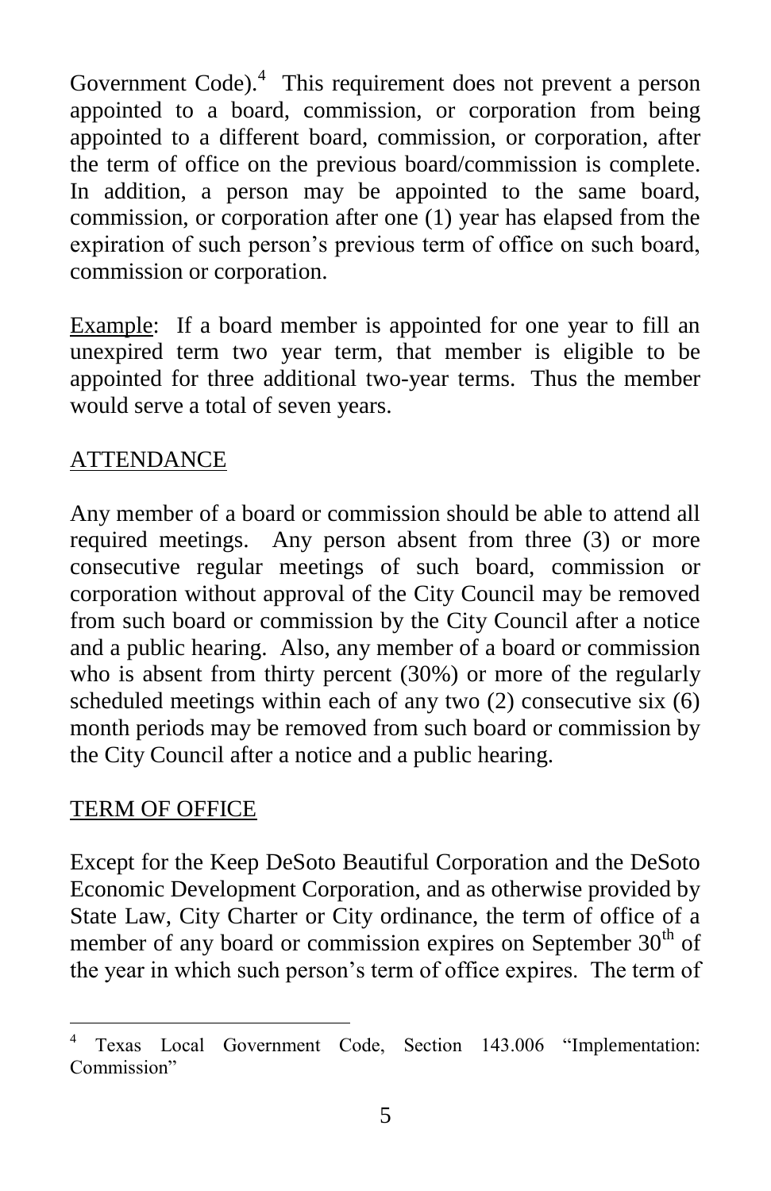Government Code).[4] This requirement does not prevent a person appointed to a board, commission, or corporation from being appointed to a different board, commission, or corporation, after the term of office on the previous board/commission is complete. In addition, a person may be appointed to the same board, commission, or corporation after one (1) year has elapsed from the expiration of such person's previous term of office on such board, commission or corporation.

Example: If a board member is appointed for one year to fill an unexpired term two year term, that member is eligible to be appointed for three additional two-year terms. Thus the member would serve a total of seven years.

## ATTENDANCE

Any member of a board or commission should be able to attend all required meetings. Any person absent from three (3) or more consecutive regular meetings of such board, commission or corporation without approval of the City Council may be removed from such board or commission by the City Council after a notice and a public hearing. Also, any member of a board or commission who is absent from thirty percent (30%) or more of the regularly scheduled meetings within each of any two (2) consecutive six (6) month periods may be removed from such board or commission by the City Council after a notice and a public hearing.

## TERM OF OFFICE

Except for the Keep DeSoto Beautiful Corporation and the DeSoto Economic Development Corporation, and as otherwise provided by State Law, City Charter or City ordinance, the term of office of a member of any board or commission expires on September 30th of the year in which such person's term of office expires. The term of

---

[4] Texas Local Government Code, Section 143.006 "Implementation: Commission"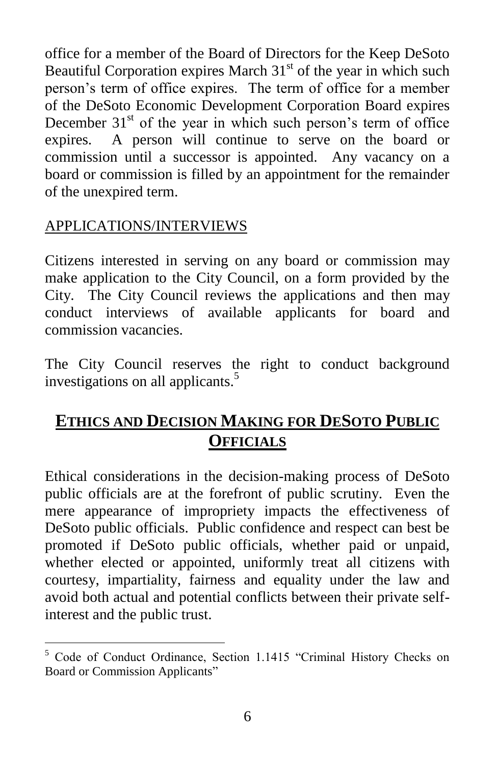office for a member of the Board of Directors for the Keep DeSoto Beautiful Corporation expires March 31st of the year in which such person's term of office expires. The term of office for a member of the DeSoto Economic Development Corporation Board expires December 31st of the year in which such person's term of office expires. A person will continue to serve on the board or commission until a successor is appointed. Any vacancy on a board or commission is filled by an appointment for the remainder of the unexpired term.

APPLICATIONS/INTERVIEWS

Citizens interested in serving on any board or commission may make application to the City Council, on a form provided by the City. The City Council reviews the applications and then may conduct interviews of available applicants for board and commission vacancies.

The City Council reserves the right to conduct background investigations on all applicants.[5]

## ETHICS AND DECISION MAKING FOR DESOTO PUBLIC OFFICIALS

Ethical considerations in the decision-making process of DeSoto public officials are at the forefront of public scrutiny. Even the mere appearance of impropriety impacts the effectiveness of DeSoto public officials. Public confidence and respect can best be promoted if DeSoto public officials, whether paid or unpaid, whether elected or appointed, uniformly treat all citizens with courtesy, impartiality, fairness and equality under the law and avoid both actual and potential conflicts between their private self-interest and the public trust.

---

[5] Code of Conduct Ordinance, Section 1.1415 "Criminal History Checks on Board or Commission Applicants"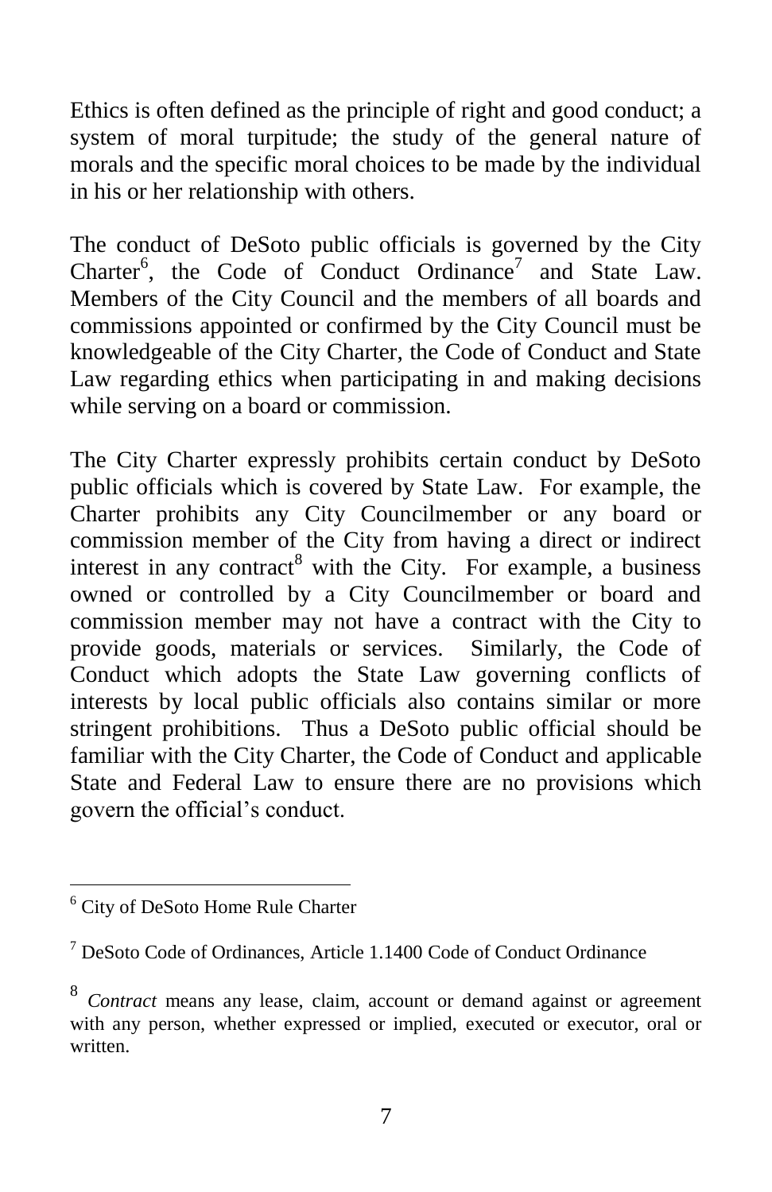Ethics is often defined as the principle of right and good conduct; a system of moral turpitude; the study of the general nature of morals and the specific moral choices to be made by the individual in his or her relationship with others.

The conduct of DeSoto public officials is governed by the City Charter[6], the Code of Conduct Ordinance[7] and State Law. Members of the City Council and the members of all boards and commissions appointed or confirmed by the City Council must be knowledgeable of the City Charter, the Code of Conduct and State Law regarding ethics when participating in and making decisions while serving on a board or commission.

The City Charter expressly prohibits certain conduct by DeSoto public officials which is covered by State Law. For example, the Charter prohibits any City Councilmember or any board or commission member of the City from having a direct or indirect interest in any contract[8] with the City. For example, a business owned or controlled by a City Councilmember or board and commission member may not have a contract with the City to provide goods, materials or services. Similarly, the Code of Conduct which adopts the State Law governing conflicts of interests by local public officials also contains similar or more stringent prohibitions. Thus a DeSoto public official should be familiar with the City Charter, the Code of Conduct and applicable State and Federal Law to ensure there are no provisions which govern the official's conduct.

---

[6] City of DeSoto Home Rule Charter

[7] DeSoto Code of Ordinances, Article 1.1400 Code of Conduct Ordinance

[8] *Contract* means any lease, claim, account or demand against or agreement with any person, whether expressed or implied, executed or executor, oral or written.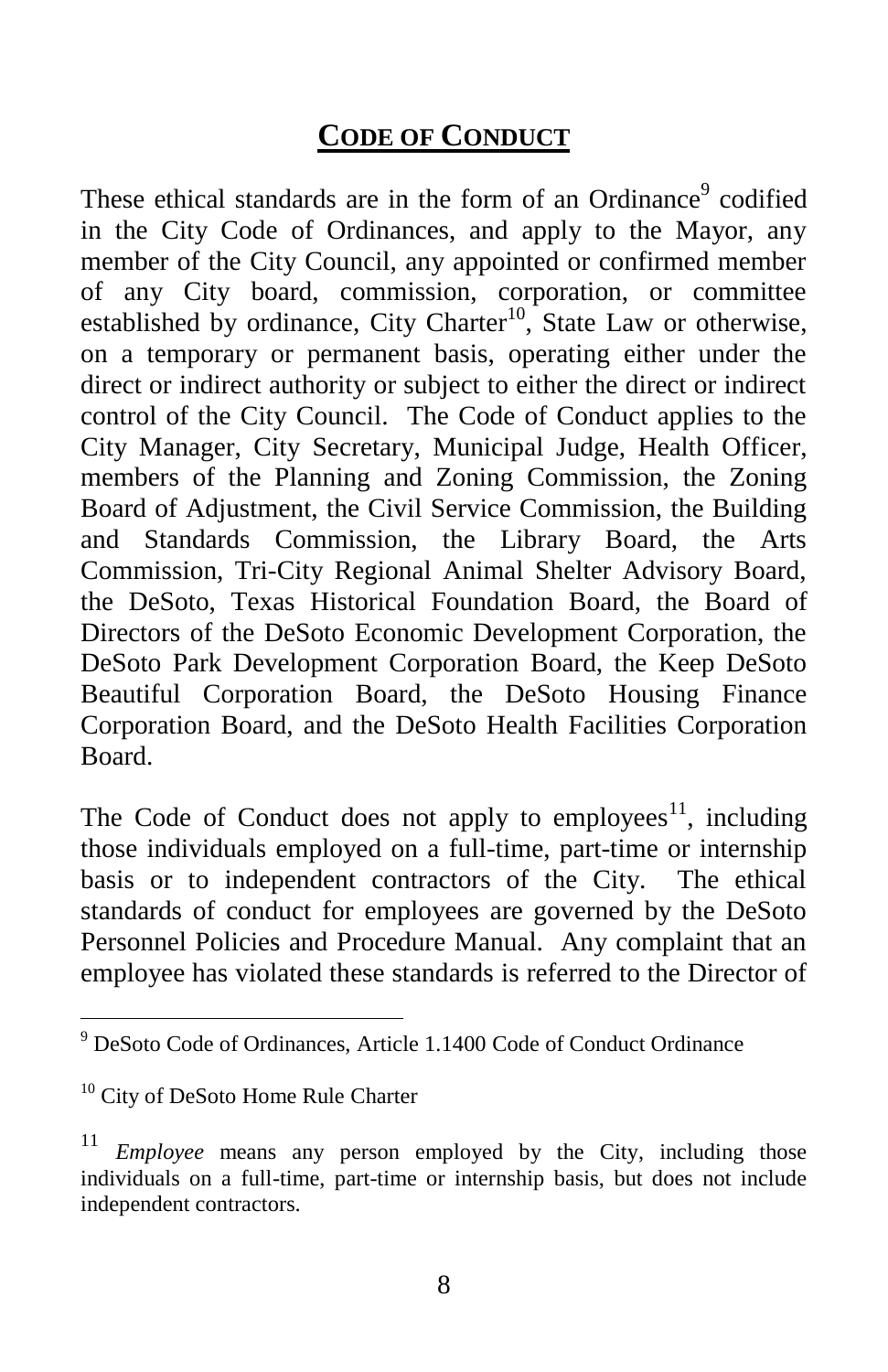# CODE OF CONDUCT

These ethical standards are in the form of an Ordinance[9] codified in the City Code of Ordinances, and apply to the Mayor, any member of the City Council, any appointed or confirmed member of any City board, commission, corporation, or committee established by ordinance, City Charter[10], State Law or otherwise, on a temporary or permanent basis, operating either under the direct or indirect authority or subject to either the direct or indirect control of the City Council. The Code of Conduct applies to the City Manager, City Secretary, Municipal Judge, Health Officer, members of the Planning and Zoning Commission, the Zoning Board of Adjustment, the Civil Service Commission, the Building and Standards Commission, the Library Board, the Arts Commission, Tri-City Regional Animal Shelter Advisory Board, the DeSoto, Texas Historical Foundation Board, the Board of Directors of the DeSoto Economic Development Corporation, the DeSoto Park Development Corporation Board, the Keep DeSoto Beautiful Corporation Board, the DeSoto Housing Finance Corporation Board, and the DeSoto Health Facilities Corporation Board.

The Code of Conduct does not apply to employees[11], including those individuals employed on a full-time, part-time or internship basis or to independent contractors of the City. The ethical standards of conduct for employees are governed by the DeSoto Personnel Policies and Procedure Manual. Any complaint that an employee has violated these standards is referred to the Director of

---

[9] DeSoto Code of Ordinances, Article 1.1400 Code of Conduct Ordinance

[10] City of DeSoto Home Rule Charter

[11] *Employee* means any person employed by the City, including those individuals on a full-time, part-time or internship basis, but does not include independent contractors.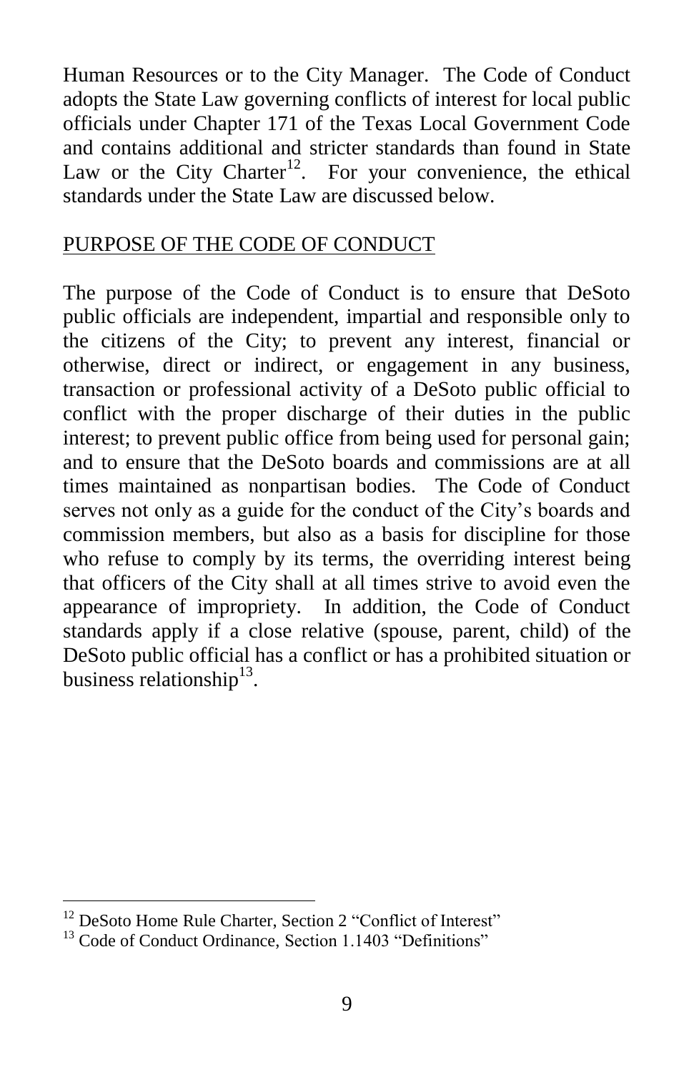Human Resources or to the City Manager. The Code of Conduct adopts the State Law governing conflicts of interest for local public officials under Chapter 171 of the Texas Local Government Code and contains additional and stricter standards than found in State Law or the City Charter[12]. For your convenience, the ethical standards under the State Law are discussed below.

## PURPOSE OF THE CODE OF CONDUCT

The purpose of the Code of Conduct is to ensure that DeSoto public officials are independent, impartial and responsible only to the citizens of the City; to prevent any interest, financial or otherwise, direct or indirect, or engagement in any business, transaction or professional activity of a DeSoto public official to conflict with the proper discharge of their duties in the public interest; to prevent public office from being used for personal gain; and to ensure that the DeSoto boards and commissions are at all times maintained as nonpartisan bodies. The Code of Conduct serves not only as a guide for the conduct of the City's boards and commission members, but also as a basis for discipline for those who refuse to comply by its terms, the overriding interest being that officers of the City shall at all times strive to avoid even the appearance of impropriety. In addition, the Code of Conduct standards apply if a close relative (spouse, parent, child) of the DeSoto public official has a conflict or has a prohibited situation or business relationship[13].

---

[12] DeSoto Home Rule Charter, Section 2 "Conflict of Interest"

[13] Code of Conduct Ordinance, Section 1.1403 "Definitions"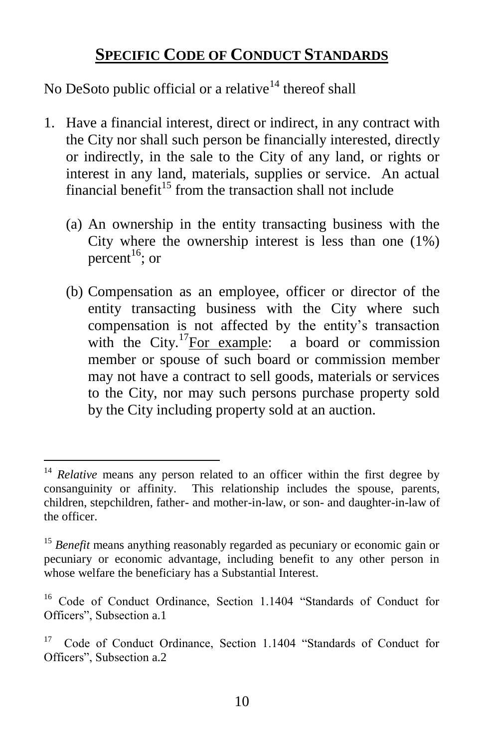## SPECIFIC CODE OF CONDUCT STANDARDS

No DeSoto public official or a relative[14] thereof shall

1. Have a financial interest, direct or indirect, in any contract with the City nor shall such person be financially interested, directly or indirectly, in the sale to the City of any land, or rights or interest in any land, materials, supplies or service. An actual financial benefit[15] from the transaction shall not include

   (a) An ownership in the entity transacting business with the City where the ownership interest is less than one (1%) percent[16]; or

   (b) Compensation as an employee, officer or director of the entity transacting business with the City where such compensation is not affected by the entity's transaction with the City.[17] <u>For example</u>: a board or commission member or spouse of such board or commission member may not have a contract to sell goods, materials or services to the City, nor may such persons purchase property sold by the City including property sold at an auction.

---

[14] *Relative* means any person related to an officer within the first degree by consanguinity or affinity. This relationship includes the spouse, parents, children, stepchildren, father- and mother-in-law, or son- and daughter-in-law of the officer.

[15] *Benefit* means anything reasonably regarded as pecuniary or economic gain or pecuniary or economic advantage, including benefit to any other person in whose welfare the beneficiary has a Substantial Interest.

[16] Code of Conduct Ordinance, Section 1.1404 "Standards of Conduct for Officers", Subsection a.1

[17] Code of Conduct Ordinance, Section 1.1404 "Standards of Conduct for Officers", Subsection a.2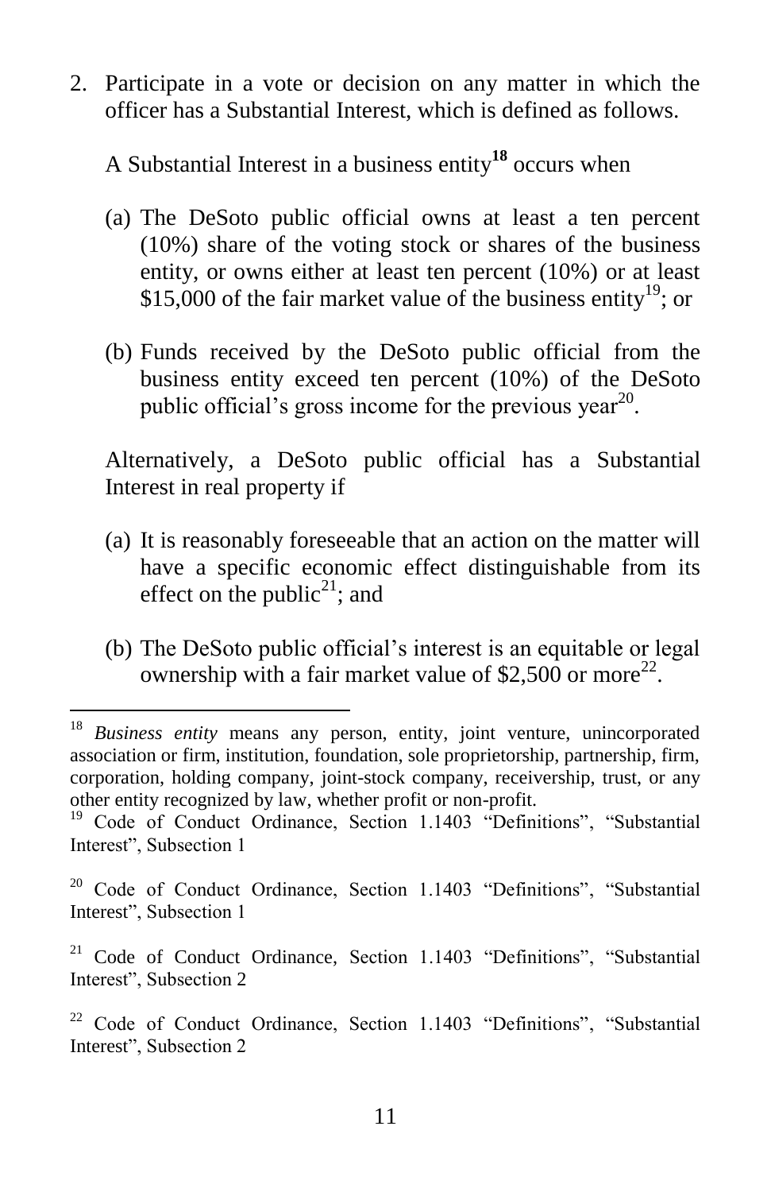2. Participate in a vote or decision on any matter in which the officer has a Substantial Interest, which is defined as follows.

   A Substantial Interest in a business entity[18] occurs when

   (a) The DeSoto public official owns at least a ten percent (10%) share of the voting stock or shares of the business entity, or owns either at least ten percent (10%) or at least $15,000 of the fair market value of the business entity[19]; or

   (b) Funds received by the DeSoto public official from the business entity exceed ten percent (10%) of the DeSoto public official's gross income for the previous year[20].

   Alternatively, a DeSoto public official has a Substantial Interest in real property if

   (a) It is reasonably foreseeable that an action on the matter will have a specific economic effect distinguishable from its effect on the public[21]; and

   (b) The DeSoto public official's interest is an equitable or legal ownership with a fair market value of $2,500 or more[22].

---

[18] *Business entity* means any person, entity, joint venture, unincorporated association or firm, institution, foundation, sole proprietorship, partnership, firm, corporation, holding company, joint-stock company, receivership, trust, or any other entity recognized by law, whether profit or non-profit.

[19] Code of Conduct Ordinance, Section 1.1403 "Definitions", "Substantial Interest", Subsection 1

[20] Code of Conduct Ordinance, Section 1.1403 "Definitions", "Substantial Interest", Subsection 1

[21] Code of Conduct Ordinance, Section 1.1403 "Definitions", "Substantial Interest", Subsection 2

[22] Code of Conduct Ordinance, Section 1.1403 "Definitions", "Substantial Interest", Subsection 2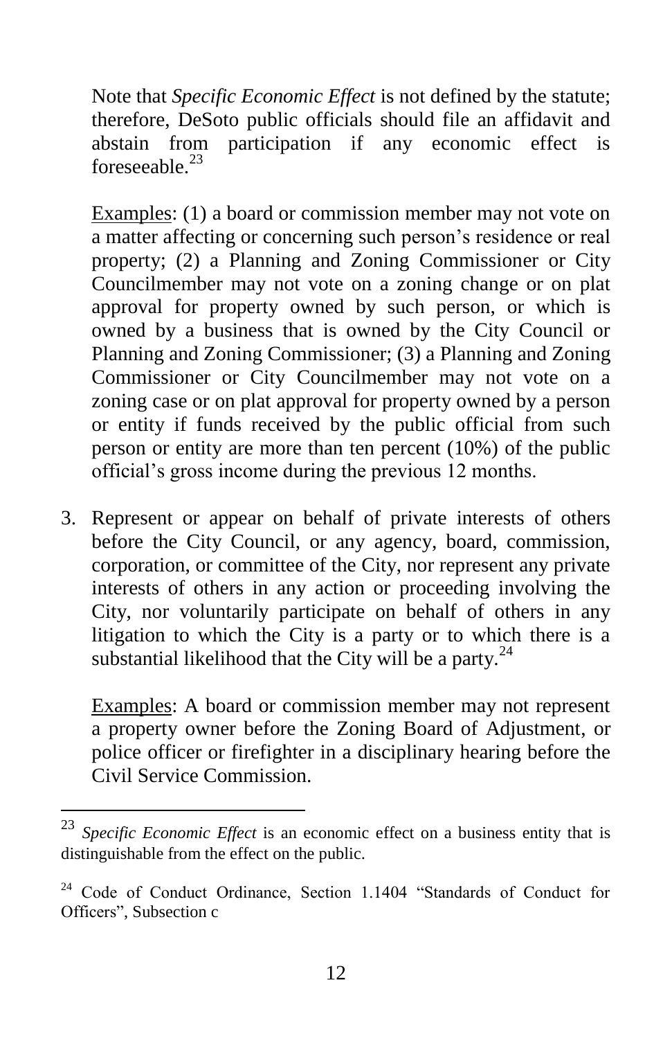Note that *Specific Economic Effect* is not defined by the statute; therefore, DeSoto public officials should file an affidavit and abstain from participation if any economic effect is foreseeable.[23]

Examples: (1) a board or commission member may not vote on a matter affecting or concerning such person's residence or real property; (2) a Planning and Zoning Commissioner or City Councilmember may not vote on a zoning change or on plat approval for property owned by such person, or which is owned by a business that is owned by the City Council or Planning and Zoning Commissioner; (3) a Planning and Zoning Commissioner or City Councilmember may not vote on a zoning case or on plat approval for property owned by a person or entity if funds received by the public official from such person or entity are more than ten percent (10%) of the public official's gross income during the previous 12 months.

3. Represent or appear on behalf of private interests of others before the City Council, or any agency, board, commission, corporation, or committee of the City, nor represent any private interests of others in any action or proceeding involving the City, nor voluntarily participate on behalf of others in any litigation to which the City is a party or to which there is a substantial likelihood that the City will be a party.[24]

   Examples: A board or commission member may not represent a property owner before the Zoning Board of Adjustment, or police officer or firefighter in a disciplinary hearing before the Civil Service Commission.

---

[23] *Specific Economic Effect* is an economic effect on a business entity that is distinguishable from the effect on the public.

[24] Code of Conduct Ordinance, Section 1.1404 "Standards of Conduct for Officers", Subsection c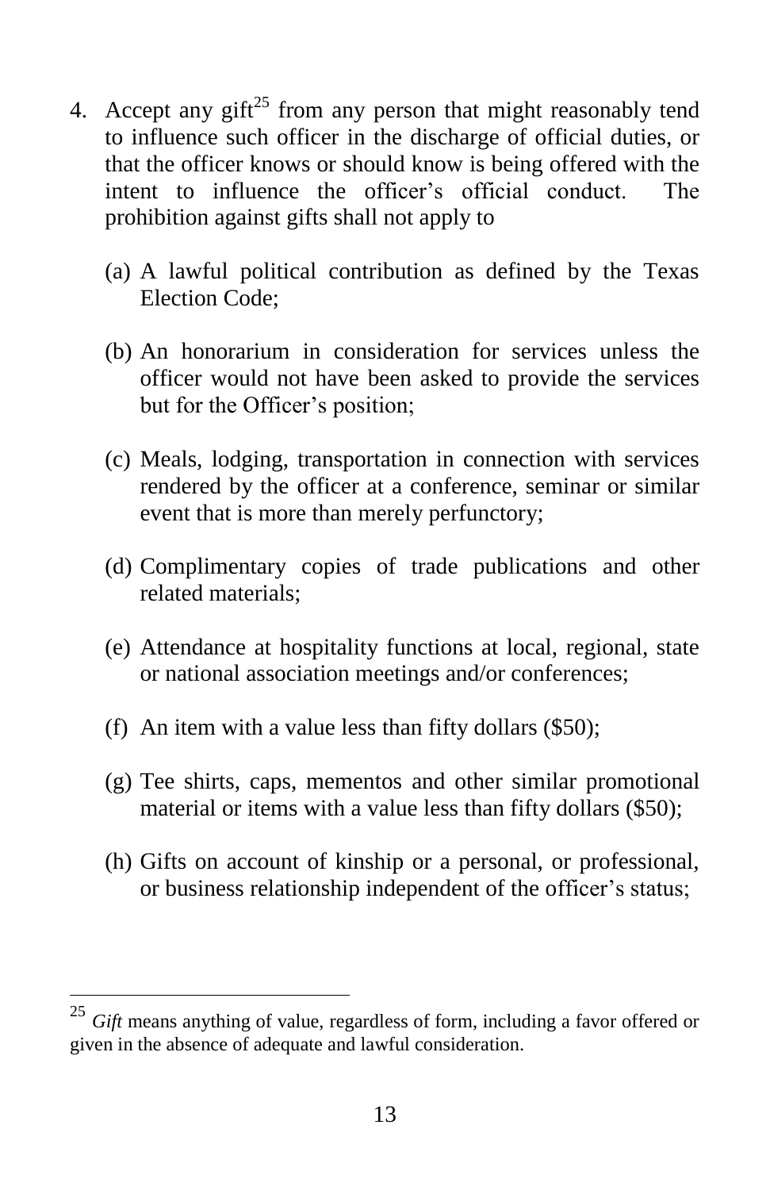4. Accept any gift[25] from any person that might reasonably tend to influence such officer in the discharge of official duties, or that the officer knows or should know is being offered with the intent to influence the officer's official conduct. The prohibition against gifts shall not apply to

   (a) A lawful political contribution as defined by the Texas Election Code;

   (b) An honorarium in consideration for services unless the officer would not have been asked to provide the services but for the Officer's position;

   (c) Meals, lodging, transportation in connection with services rendered by the officer at a conference, seminar or similar event that is more than merely perfunctory;

   (d) Complimentary copies of trade publications and other related materials;

   (e) Attendance at hospitality functions at local, regional, state or national association meetings and/or conferences;

   (f) An item with a value less than fifty dollars ($50);

   (g) Tee shirts, caps, mementos and other similar promotional material or items with a value less than fifty dollars ($50);

   (h) Gifts on account of kinship or a personal, or professional, or business relationship independent of the officer's status;

---

[25] *Gift* means anything of value, regardless of form, including a favor offered or given in the absence of adequate and lawful consideration.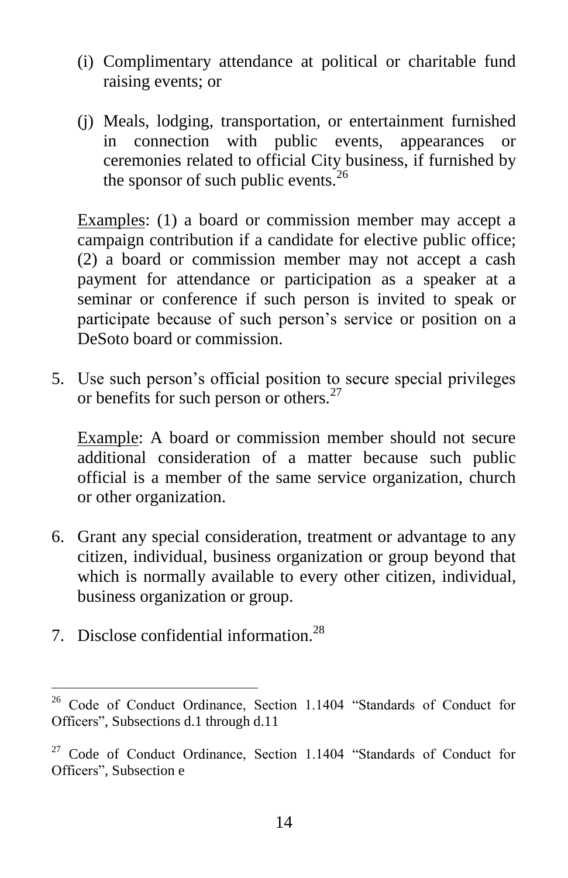(i) Complimentary attendance at political or charitable fund raising events; or

(j) Meals, lodging, transportation, or entertainment furnished in connection with public events, appearances or ceremonies related to official City business, if furnished by the sponsor of such public events.[26]

Examples: (1) a board or commission member may accept a campaign contribution if a candidate for elective public office; (2) a board or commission member may not accept a cash payment for attendance or participation as a speaker at a seminar or conference if such person is invited to speak or participate because of such person's service or position on a DeSoto board or commission.

5. Use such person's official position to secure special privileges or benefits for such person or others.[27]

   Example: A board or commission member should not secure additional consideration of a matter because such public official is a member of the same service organization, church or other organization.

6. Grant any special consideration, treatment or advantage to any citizen, individual, business organization or group beyond that which is normally available to every other citizen, individual, business organization or group.

7. Disclose confidential information.[28]

---

[26] Code of Conduct Ordinance, Section 1.1404 "Standards of Conduct for Officers", Subsections d.1 through d.11

[27] Code of Conduct Ordinance, Section 1.1404 "Standards of Conduct for Officers", Subsection e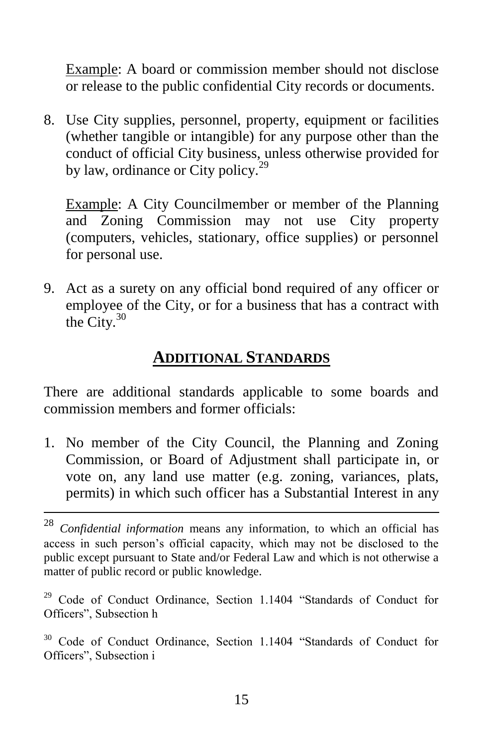Example: A board or commission member should not disclose or release to the public confidential City records or documents.

8. Use City supplies, personnel, property, equipment or facilities (whether tangible or intangible) for any purpose other than the conduct of official City business, unless otherwise provided for by law, ordinance or City policy.[29]

   Example: A City Councilmember or member of the Planning and Zoning Commission may not use City property (computers, vehicles, stationary, office supplies) or personnel for personal use.

9. Act as a surety on any official bond required of any officer or employee of the City, or for a business that has a contract with the City.[30]

## ADDITIONAL STANDARDS

There are additional standards applicable to some boards and commission members and former officials:

1. No member of the City Council, the Planning and Zoning Commission, or Board of Adjustment shall participate in, or vote on, any land use matter (e.g. zoning, variances, plats, permits) in which such officer has a Substantial Interest in any

---

[28] *Confidential information* means any information, to which an official has access in such person's official capacity, which may not be disclosed to the public except pursuant to State and/or Federal Law and which is not otherwise a matter of public record or public knowledge.

[29] Code of Conduct Ordinance, Section 1.1404 "Standards of Conduct for Officers", Subsection h

[30] Code of Conduct Ordinance, Section 1.1404 "Standards of Conduct for Officers", Subsection i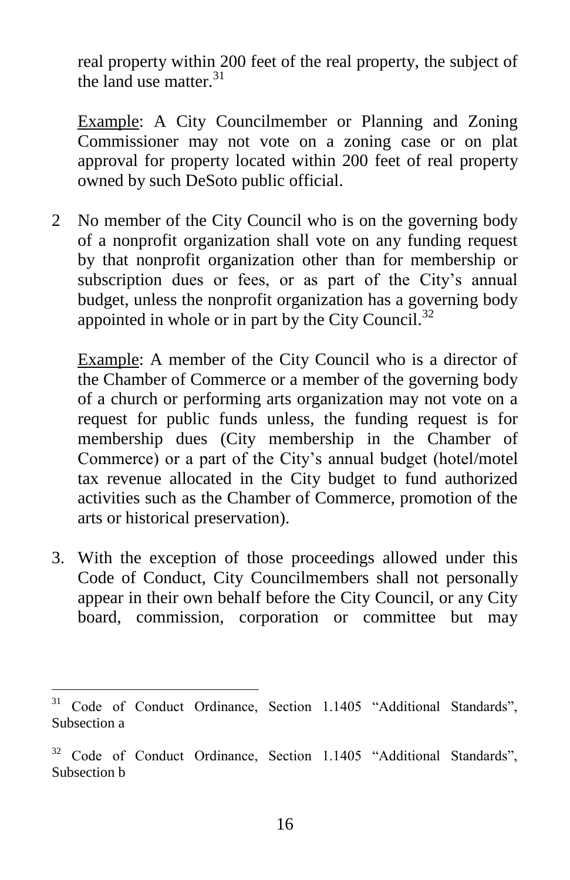real property within 200 feet of the real property, the subject of the land use matter.[31]

Example: A City Councilmember or Planning and Zoning Commissioner may not vote on a zoning case or on plat approval for property located within 200 feet of real property owned by such DeSoto public official.

2 No member of the City Council who is on the governing body of a nonprofit organization shall vote on any funding request by that nonprofit organization other than for membership or subscription dues or fees, or as part of the City's annual budget, unless the nonprofit organization has a governing body appointed in whole or in part by the City Council.[32]

Example: A member of the City Council who is a director of the Chamber of Commerce or a member of the governing body of a church or performing arts organization may not vote on a request for public funds unless, the funding request is for membership dues (City membership in the Chamber of Commerce) or a part of the City's annual budget (hotel/motel tax revenue allocated in the City budget to fund authorized activities such as the Chamber of Commerce, promotion of the arts or historical preservation).

3. With the exception of those proceedings allowed under this Code of Conduct, City Councilmembers shall not personally appear in their own behalf before the City Council, or any City board, commission, corporation or committee but may

---

[31] Code of Conduct Ordinance, Section 1.1405 "Additional Standards", Subsection a

[32] Code of Conduct Ordinance, Section 1.1405 "Additional Standards", Subsection b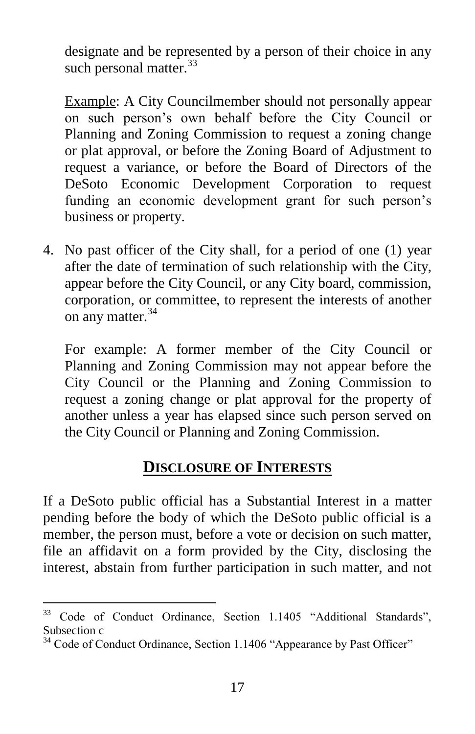designate and be represented by a person of their choice in any such personal matter.[33]

Example: A City Councilmember should not personally appear on such person's own behalf before the City Council or Planning and Zoning Commission to request a zoning change or plat approval, or before the Zoning Board of Adjustment to request a variance, or before the Board of Directors of the DeSoto Economic Development Corporation to request funding an economic development grant for such person's business or property.

4. No past officer of the City shall, for a period of one (1) year after the date of termination of such relationship with the City, appear before the City Council, or any City board, commission, corporation, or committee, to represent the interests of another on any matter.[34]

   For example: A former member of the City Council or Planning and Zoning Commission may not appear before the City Council or the Planning and Zoning Commission to request a zoning change or plat approval for the property of another unless a year has elapsed since such person served on the City Council or Planning and Zoning Commission.

## DISCLOSURE OF INTERESTS

If a DeSoto public official has a Substantial Interest in a matter pending before the body of which the DeSoto public official is a member, the person must, before a vote or decision on such matter, file an affidavit on a form provided by the City, disclosing the interest, abstain from further participation in such matter, and not

---

[33] Code of Conduct Ordinance, Section 1.1405 "Additional Standards", Subsection c

[34] Code of Conduct Ordinance, Section 1.1406 "Appearance by Past Officer"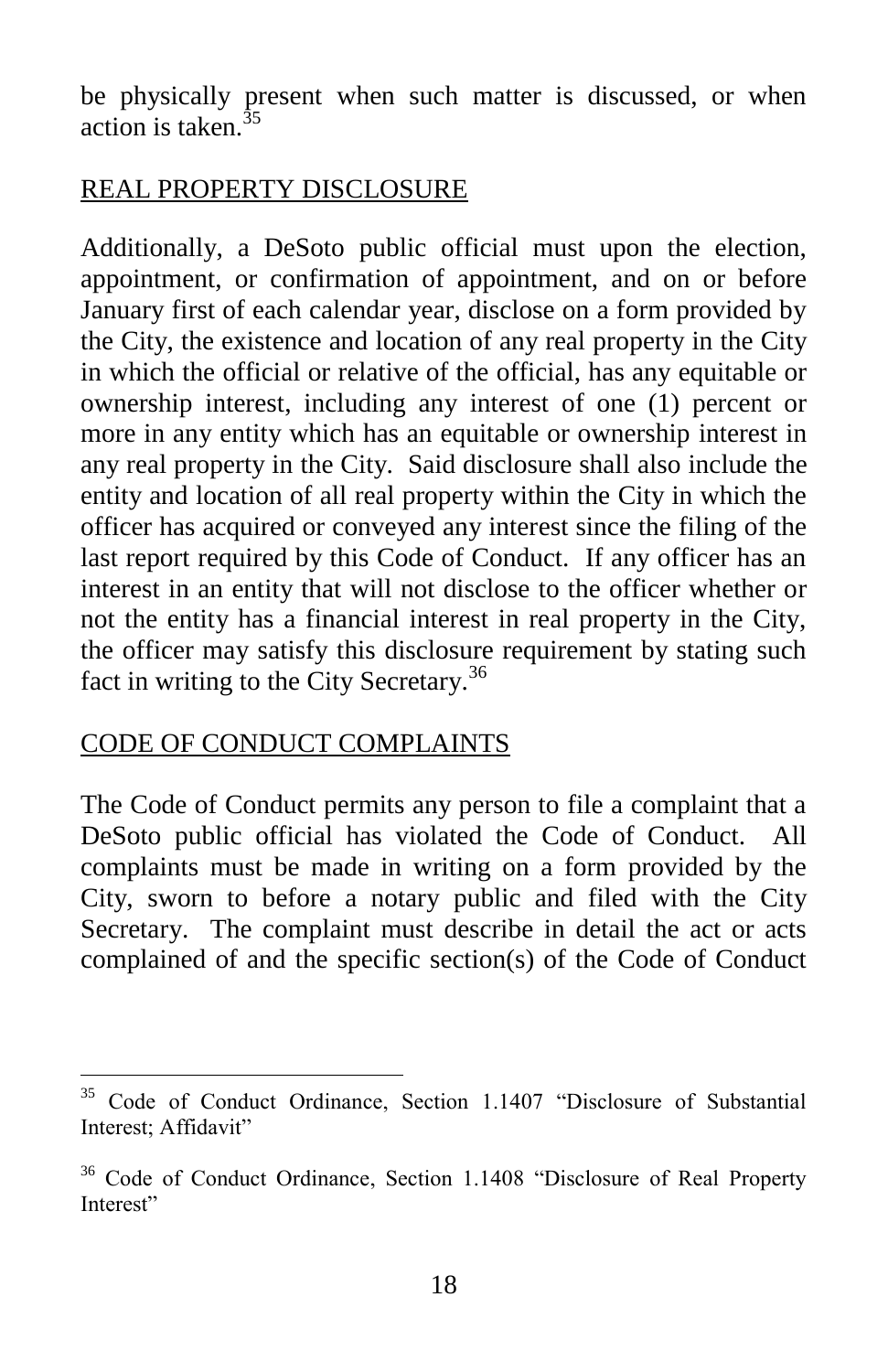be physically present when such matter is discussed, or when action is taken.[35]

## REAL PROPERTY DISCLOSURE

Additionally, a DeSoto public official must upon the election, appointment, or confirmation of appointment, and on or before January first of each calendar year, disclose on a form provided by the City, the existence and location of any real property in the City in which the official or relative of the official, has any equitable or ownership interest, including any interest of one (1) percent or more in any entity which has an equitable or ownership interest in any real property in the City. Said disclosure shall also include the entity and location of all real property within the City in which the officer has acquired or conveyed any interest since the filing of the last report required by this Code of Conduct. If any officer has an interest in an entity that will not disclose to the officer whether or not the entity has a financial interest in real property in the City, the officer may satisfy this disclosure requirement by stating such fact in writing to the City Secretary.[36]

## CODE OF CONDUCT COMPLAINTS

The Code of Conduct permits any person to file a complaint that a DeSoto public official has violated the Code of Conduct. All complaints must be made in writing on a form provided by the City, sworn to before a notary public and filed with the City Secretary. The complaint must describe in detail the act or acts complained of and the specific section(s) of the Code of Conduct

---

[35] Code of Conduct Ordinance, Section 1.1407 "Disclosure of Substantial Interest; Affidavit"

[36] Code of Conduct Ordinance, Section 1.1408 "Disclosure of Real Property Interest"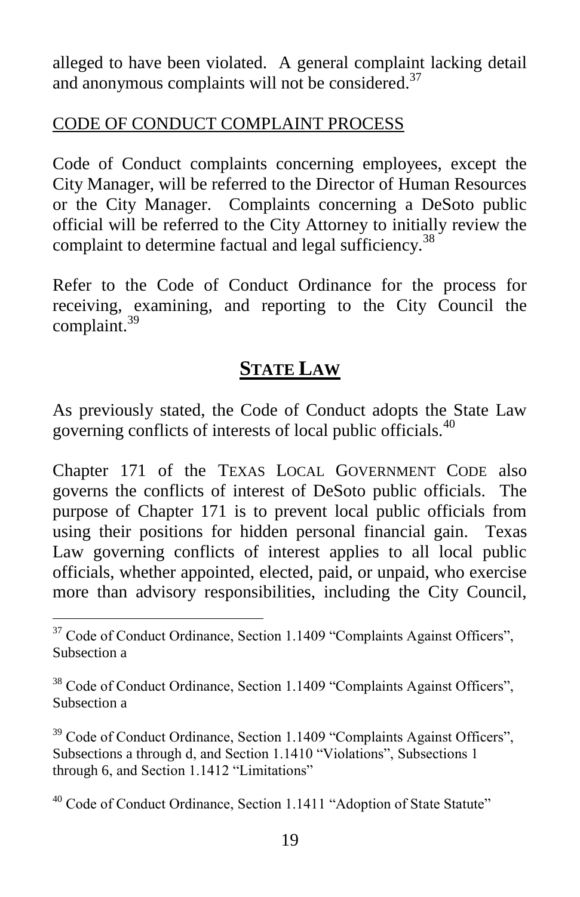alleged to have been violated. A general complaint lacking detail and anonymous complaints will not be considered.[37]

CODE OF CONDUCT COMPLAINT PROCESS

Code of Conduct complaints concerning employees, except the City Manager, will be referred to the Director of Human Resources or the City Manager. Complaints concerning a DeSoto public official will be referred to the City Attorney to initially review the complaint to determine factual and legal sufficiency.[38]

Refer to the Code of Conduct Ordinance for the process for receiving, examining, and reporting to the City Council the complaint.[39]

## **STATE LAW**

As previously stated, the Code of Conduct adopts the State Law governing conflicts of interests of local public officials.[40]

Chapter 171 of the TEXAS LOCAL GOVERNMENT CODE also governs the conflicts of interest of DeSoto public officials. The purpose of Chapter 171 is to prevent local public officials from using their positions for hidden personal financial gain. Texas Law governing conflicts of interest applies to all local public officials, whether appointed, elected, paid, or unpaid, who exercise more than advisory responsibilities, including the City Council,

---

[37] Code of Conduct Ordinance, Section 1.1409 "Complaints Against Officers", Subsection a

[38] Code of Conduct Ordinance, Section 1.1409 "Complaints Against Officers", Subsection a

[39] Code of Conduct Ordinance, Section 1.1409 "Complaints Against Officers", Subsections a through d, and Section 1.1410 "Violations", Subsections 1 through 6, and Section 1.1412 "Limitations"

[40] Code of Conduct Ordinance, Section 1.1411 "Adoption of State Statute"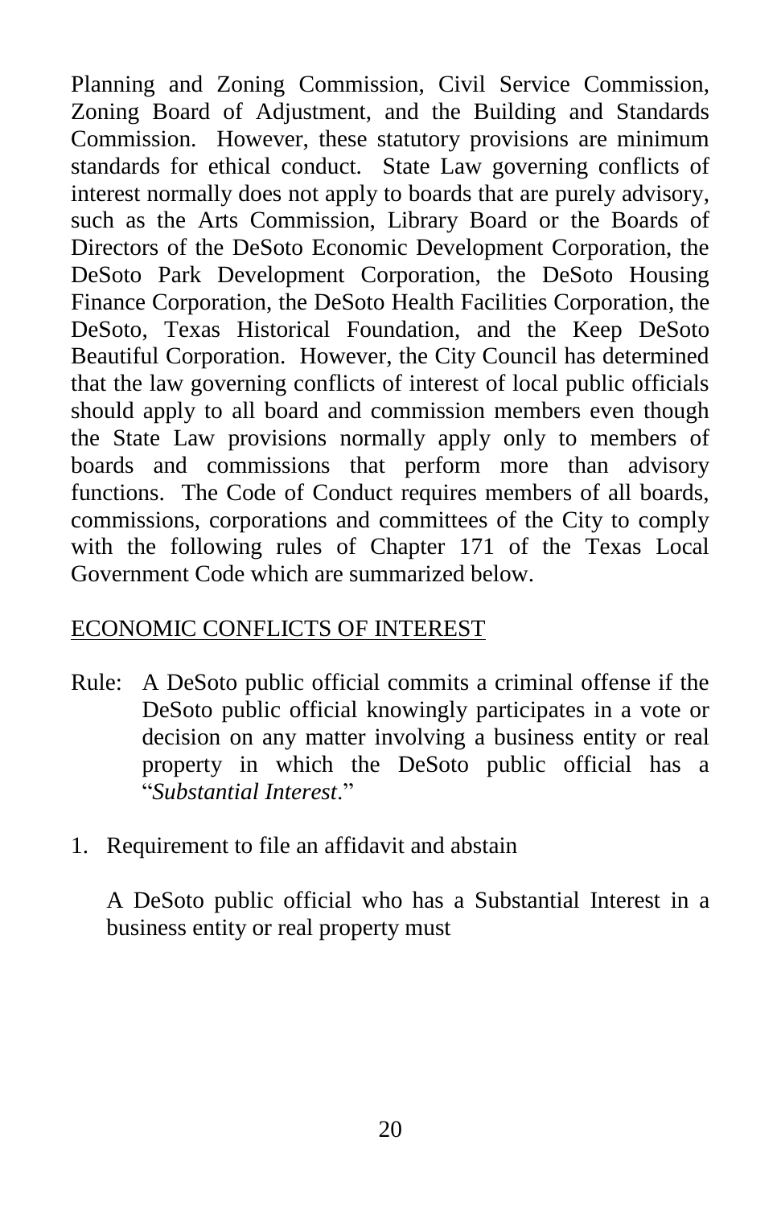Planning and Zoning Commission, Civil Service Commission, Zoning Board of Adjustment, and the Building and Standards Commission. However, these statutory provisions are minimum standards for ethical conduct. State Law governing conflicts of interest normally does not apply to boards that are purely advisory, such as the Arts Commission, Library Board or the Boards of Directors of the DeSoto Economic Development Corporation, the DeSoto Park Development Corporation, the DeSoto Housing Finance Corporation, the DeSoto Health Facilities Corporation, the DeSoto, Texas Historical Foundation, and the Keep DeSoto Beautiful Corporation. However, the City Council has determined that the law governing conflicts of interest of local public officials should apply to all board and commission members even though the State Law provisions normally apply only to members of boards and commissions that perform more than advisory functions. The Code of Conduct requires members of all boards, commissions, corporations and committees of the City to comply with the following rules of Chapter 171 of the Texas Local Government Code which are summarized below.

<u>ECONOMIC CONFLICTS OF INTEREST</u>

Rule: A DeSoto public official commits a criminal offense if the DeSoto public official knowingly participates in a vote or decision on any matter involving a business entity or real property in which the DeSoto public official has a "*Substantial Interest*."

1. Requirement to file an affidavit and abstain

   A DeSoto public official who has a Substantial Interest in a business entity or real property must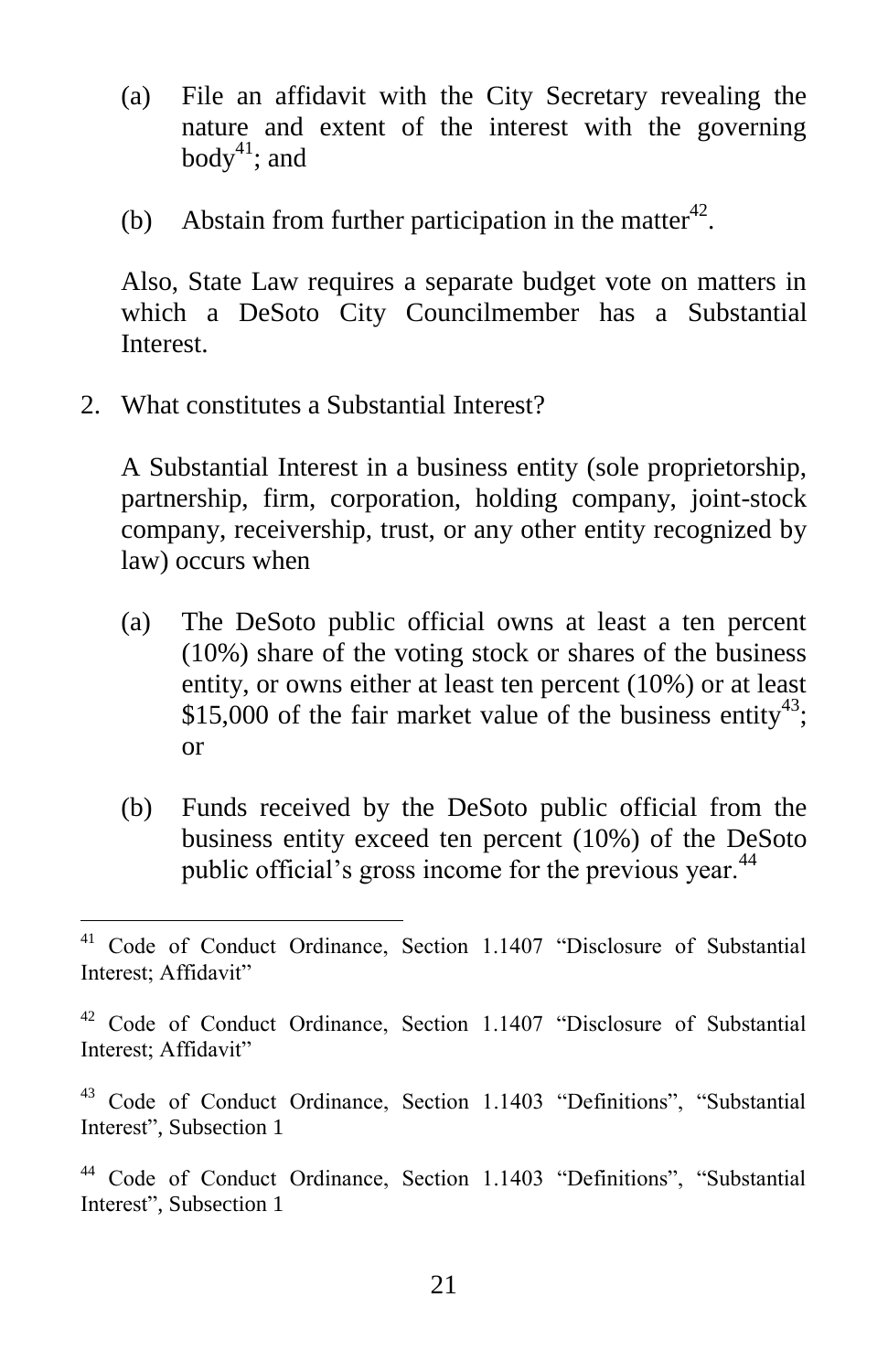(a) File an affidavit with the City Secretary revealing the nature and extent of the interest with the governing body[41]; and

(b) Abstain from further participation in the matter[42].

Also, State Law requires a separate budget vote on matters in which a DeSoto City Councilmember has a Substantial Interest.

2. What constitutes a Substantial Interest?

   A Substantial Interest in a business entity (sole proprietorship, partnership, firm, corporation, holding company, joint-stock company, receivership, trust, or any other entity recognized by law) occurs when

   (a) The DeSoto public official owns at least a ten percent (10%) share of the voting stock or shares of the business entity, or owns either at least ten percent (10%) or at least $15,000 of the fair market value of the business entity[43]; or

   (b) Funds received by the DeSoto public official from the business entity exceed ten percent (10%) of the DeSoto public official's gross income for the previous year.[44]

---

[41] Code of Conduct Ordinance, Section 1.1407 "Disclosure of Substantial Interest; Affidavit"

[42] Code of Conduct Ordinance, Section 1.1407 "Disclosure of Substantial Interest; Affidavit"

[43] Code of Conduct Ordinance, Section 1.1403 "Definitions", "Substantial Interest", Subsection 1

[44] Code of Conduct Ordinance, Section 1.1403 "Definitions", "Substantial Interest", Subsection 1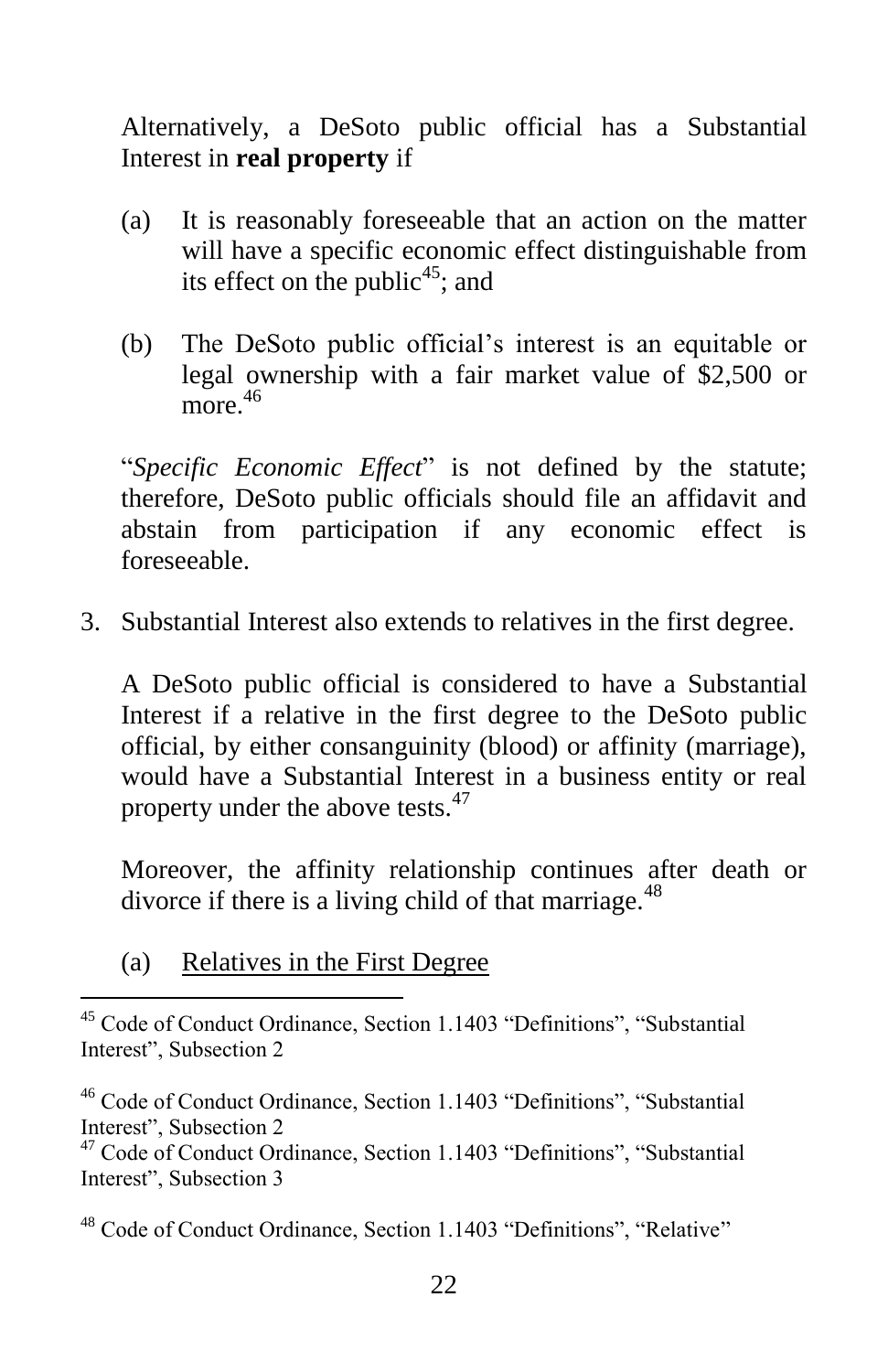Alternatively, a DeSoto public official has a Substantial Interest in **real property** if

(a) It is reasonably foreseeable that an action on the matter will have a specific economic effect distinguishable from its effect on the public[45]; and

(b) The DeSoto public official's interest is an equitable or legal ownership with a fair market value of $2,500 or more.[46]

"*Specific Economic Effect*" is not defined by the statute; therefore, DeSoto public officials should file an affidavit and abstain from participation if any economic effect is foreseeable.

3. Substantial Interest also extends to relatives in the first degree.

   A DeSoto public official is considered to have a Substantial Interest if a relative in the first degree to the DeSoto public official, by either consanguinity (blood) or affinity (marriage), would have a Substantial Interest in a business entity or real property under the above tests.[47]

   Moreover, the affinity relationship continues after death or divorce if there is a living child of that marriage.[48]

   (a) <u>Relatives in the First Degree</u>

---

[45] Code of Conduct Ordinance, Section 1.1403 "Definitions", "Substantial Interest", Subsection 2

[46] Code of Conduct Ordinance, Section 1.1403 "Definitions", "Substantial Interest", Subsection 2

[47] Code of Conduct Ordinance, Section 1.1403 "Definitions", "Substantial Interest", Subsection 3

[48] Code of Conduct Ordinance, Section 1.1403 "Definitions", "Relative"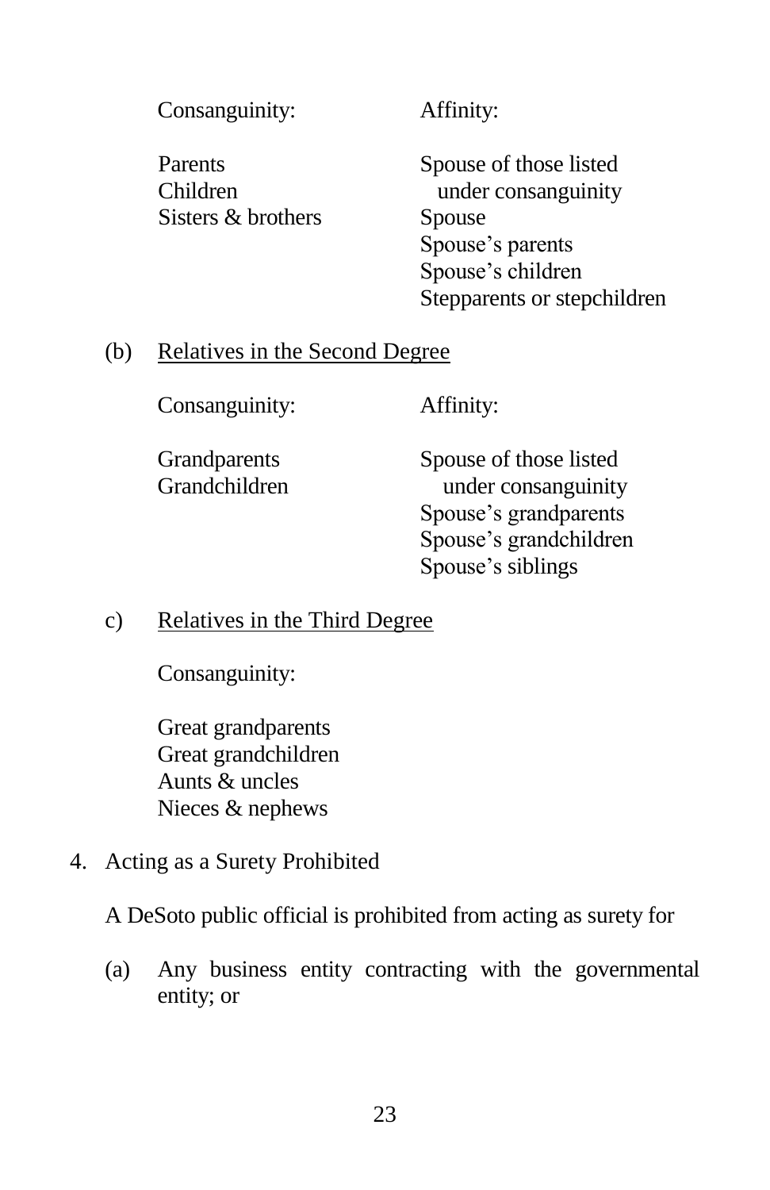| Consanguinity: | Affinity: |
| --- | --- |
| Parents<br>Children<br>Sisters & brothers | Spouse of those listed under consanguinity<br>Spouse<br>Spouse's parents<br>Spouse's children<br>Stepparents or stepchildren |

(b) Relatives in the Second Degree

| Consanguinity: | Affinity: |
| --- | --- |
| Grandparents<br>Grandchildren | Spouse of those listed under consanguinity<br>Spouse's grandparents<br>Spouse's grandchildren<br>Spouse's siblings |

c) Relatives in the Third Degree

Consanguinity:

Great grandparents
Great grandchildren
Aunts & uncles
Nieces & nephews

4. Acting as a Surety Prohibited

A DeSoto public official is prohibited from acting as surety for

(a) Any business entity contracting with the governmental entity; or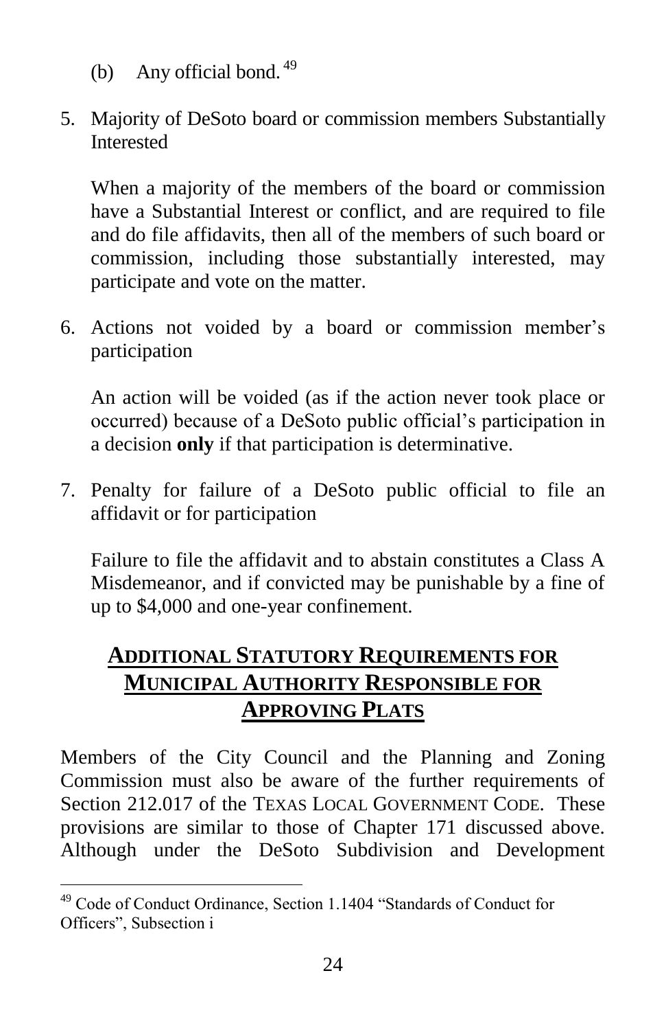(b) Any official bond.[49]

5. Majority of DeSoto board or commission members Substantially Interested

   When a majority of the members of the board or commission have a Substantial Interest or conflict, and are required to file and do file affidavits, then all of the members of such board or commission, including those substantially interested, may participate and vote on the matter.

6. Actions not voided by a board or commission member's participation

   An action will be voided (as if the action never took place or occurred) because of a DeSoto public official's participation in a decision **only** if that participation is determinative.

7. Penalty for failure of a DeSoto public official to file an affidavit or for participation

   Failure to file the affidavit and to abstain constitutes a Class A Misdemeanor, and if convicted may be punishable by a fine of up to $4,000 and one-year confinement.

## Additional Statutory Requirements for Municipal Authority Responsible for Approving Plats

Members of the City Council and the Planning and Zoning Commission must also be aware of the further requirements of Section 212.017 of the Texas Local Government Code. These provisions are similar to those of Chapter 171 discussed above. Although under the DeSoto Subdivision and Development

[49] Code of Conduct Ordinance, Section 1.1404 "Standards of Conduct for Officers", Subsection i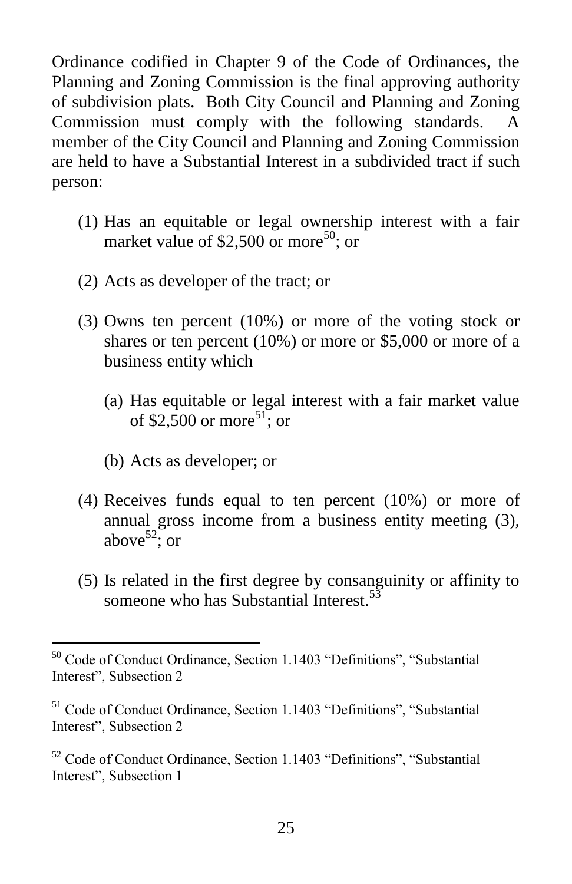Ordinance codified in Chapter 9 of the Code of Ordinances, the Planning and Zoning Commission is the final approving authority of subdivision plats. Both City Council and Planning and Zoning Commission must comply with the following standards. A member of the City Council and Planning and Zoning Commission are held to have a Substantial Interest in a subdivided tract if such person:

(1) Has an equitable or legal ownership interest with a fair market value of $2,500 or more[50]; or

(2) Acts as developer of the tract; or

(3) Owns ten percent (10%) or more of the voting stock or shares or ten percent (10%) or more or $5,000 or more of a business entity which

   (a) Has equitable or legal interest with a fair market value of $2,500 or more[51]; or

   (b) Acts as developer; or

(4) Receives funds equal to ten percent (10%) or more of annual gross income from a business entity meeting (3), above[52]; or

(5) Is related in the first degree by consanguinity or affinity to someone who has Substantial Interest.[53]

---

[50] Code of Conduct Ordinance, Section 1.1403 "Definitions", "Substantial Interest", Subsection 2

[51] Code of Conduct Ordinance, Section 1.1403 "Definitions", "Substantial Interest", Subsection 2

[52] Code of Conduct Ordinance, Section 1.1403 "Definitions", "Substantial Interest", Subsection 1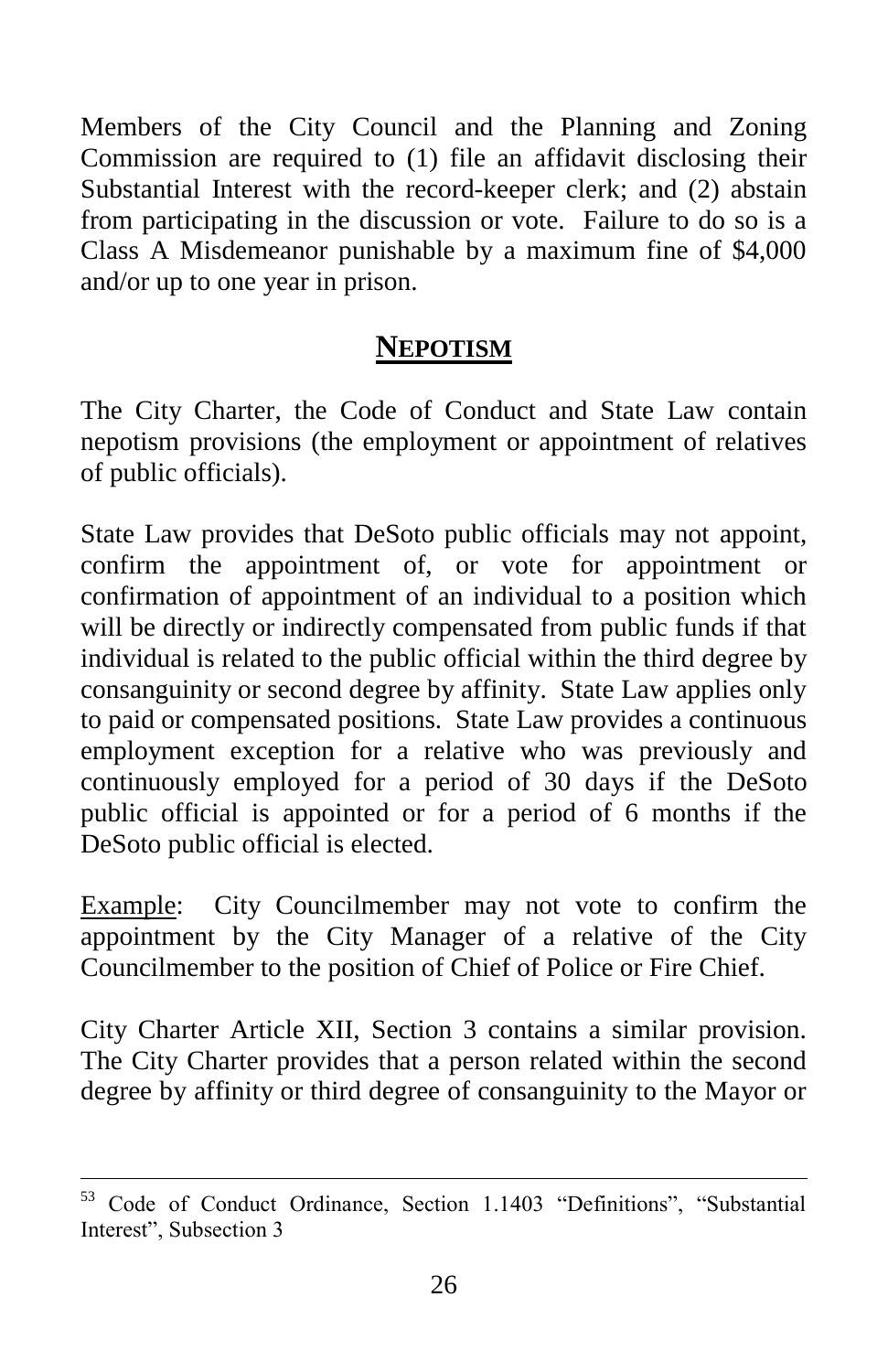Members of the City Council and the Planning and Zoning Commission are required to (1) file an affidavit disclosing their Substantial Interest with the record-keeper clerk; and (2) abstain from participating in the discussion or vote. Failure to do so is a Class A Misdemeanor punishable by a maximum fine of $4,000 and/or up to one year in prison.

## NEPOTISM

The City Charter, the Code of Conduct and State Law contain nepotism provisions (the employment or appointment of relatives of public officials).

State Law provides that DeSoto public officials may not appoint, confirm the appointment of, or vote for appointment or confirmation of appointment of an individual to a position which will be directly or indirectly compensated from public funds if that individual is related to the public official within the third degree by consanguinity or second degree by affinity. State Law applies only to paid or compensated positions. State Law provides a continuous employment exception for a relative who was previously and continuously employed for a period of 30 days if the DeSoto public official is appointed or for a period of 6 months if the DeSoto public official is elected.

Example: City Councilmember may not vote to confirm the appointment by the City Manager of a relative of the City Councilmember to the position of Chief of Police or Fire Chief.

City Charter Article XII, Section 3 contains a similar provision. The City Charter provides that a person related within the second degree by affinity or third degree of consanguinity to the Mayor or

---

[53] Code of Conduct Ordinance, Section 1.1403 "Definitions", "Substantial Interest", Subsection 3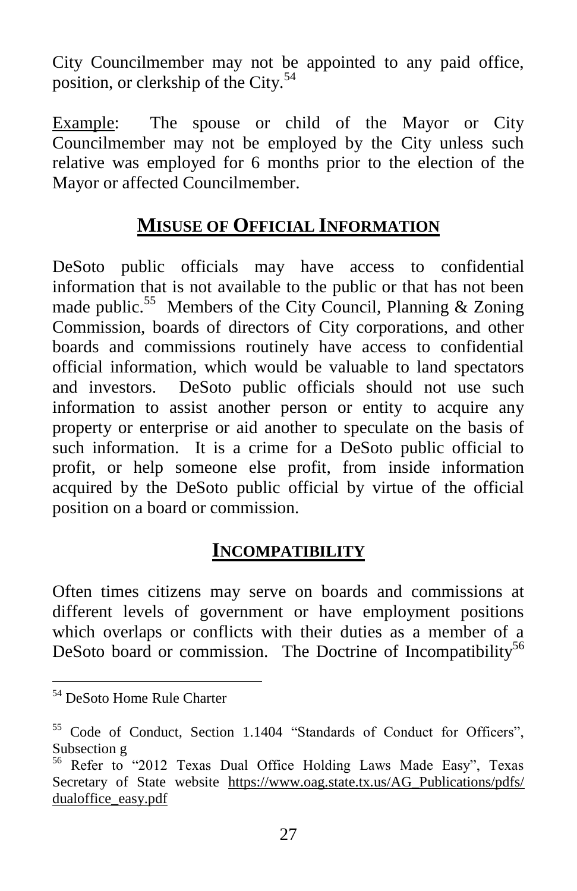City Councilmember may not be appointed to any paid office, position, or clerkship of the City.[54]

Example: The spouse or child of the Mayor or City Councilmember may not be employed by the City unless such relative was employed for 6 months prior to the election of the Mayor or affected Councilmember.

## MISUSE OF OFFICIAL INFORMATION

DeSoto public officials may have access to confidential information that is not available to the public or that has not been made public.[55] Members of the City Council, Planning & Zoning Commission, boards of directors of City corporations, and other boards and commissions routinely have access to confidential official information, which would be valuable to land spectators and investors. DeSoto public officials should not use such information to assist another person or entity to acquire any property or enterprise or aid another to speculate on the basis of such information. It is a crime for a DeSoto public official to profit, or help someone else profit, from inside information acquired by the DeSoto public official by virtue of the official position on a board or commission.

## INCOMPATIBILITY

Often times citizens may serve on boards and commissions at different levels of government or have employment positions which overlaps or conflicts with their duties as a member of a DeSoto board or commission. The Doctrine of Incompatibility[56]

---

[54] DeSoto Home Rule Charter

[55] Code of Conduct, Section 1.1404 "Standards of Conduct for Officers", Subsection g

[56] Refer to "2012 Texas Dual Office Holding Laws Made Easy", Texas Secretary of State website https://www.oag.state.tx.us/AG_Publications/pdfs/dualoffice_easy.pdf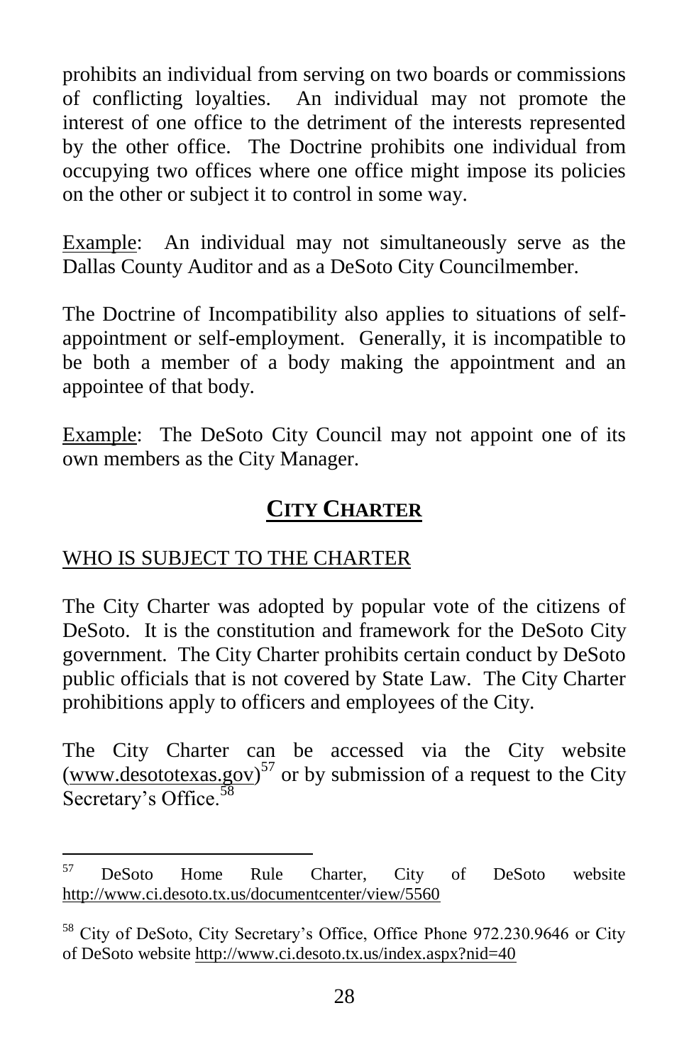prohibits an individual from serving on two boards or commissions of conflicting loyalties. An individual may not promote the interest of one office to the detriment of the interests represented by the other office. The Doctrine prohibits one individual from occupying two offices where one office might impose its policies on the other or subject it to control in some way.

Example: An individual may not simultaneously serve as the Dallas County Auditor and as a DeSoto City Councilmember.

The Doctrine of Incompatibility also applies to situations of self-appointment or self-employment. Generally, it is incompatible to be both a member of a body making the appointment and an appointee of that body.

Example: The DeSoto City Council may not appoint one of its own members as the City Manager.

## CITY CHARTER

### WHO IS SUBJECT TO THE CHARTER

The City Charter was adopted by popular vote of the citizens of DeSoto. It is the constitution and framework for the DeSoto City government. The City Charter prohibits certain conduct by DeSoto public officials that is not covered by State Law. The City Charter prohibitions apply to officers and employees of the City.

The City Charter can be accessed via the City website (www.desototexas.gov)[57] or by submission of a request to the City Secretary's Office.[58]

---

[57] DeSoto Home Rule Charter, City of DeSoto website http://www.ci.desoto.tx.us/documentcenter/view/5560

[58] City of DeSoto, City Secretary's Office, Office Phone 972.230.9646 or City of DeSoto website http://www.ci.desoto.tx.us/index.aspx?nid=40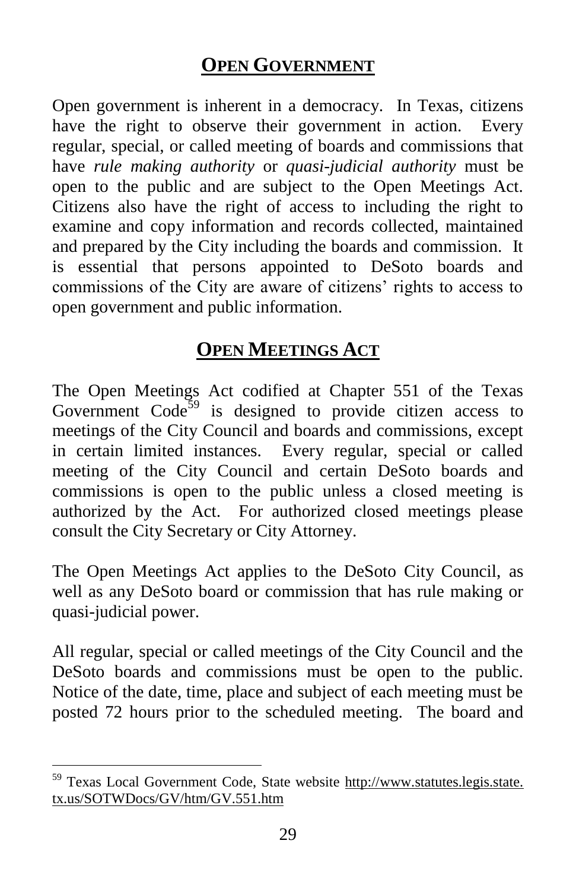## OPEN GOVERNMENT

Open government is inherent in a democracy. In Texas, citizens have the right to observe their government in action. Every regular, special, or called meeting of boards and commissions that have *rule making authority* or *quasi-judicial authority* must be open to the public and are subject to the Open Meetings Act. Citizens also have the right of access to including the right to examine and copy information and records collected, maintained and prepared by the City including the boards and commission. It is essential that persons appointed to DeSoto boards and commissions of the City are aware of citizens' rights to access to open government and public information.

## OPEN MEETINGS ACT

The Open Meetings Act codified at Chapter 551 of the Texas Government Code[59] is designed to provide citizen access to meetings of the City Council and boards and commissions, except in certain limited instances. Every regular, special or called meeting of the City Council and certain DeSoto boards and commissions is open to the public unless a closed meeting is authorized by the Act. For authorized closed meetings please consult the City Secretary or City Attorney.

The Open Meetings Act applies to the DeSoto City Council, as well as any DeSoto board or commission that has rule making or quasi-judicial power.

All regular, special or called meetings of the City Council and the DeSoto boards and commissions must be open to the public. Notice of the date, time, place and subject of each meeting must be posted 72 hours prior to the scheduled meeting. The board and

---

[59] Texas Local Government Code, State website http://www.statutes.legis.state.tx.us/SOTWDocs/GV/htm/GV.551.htm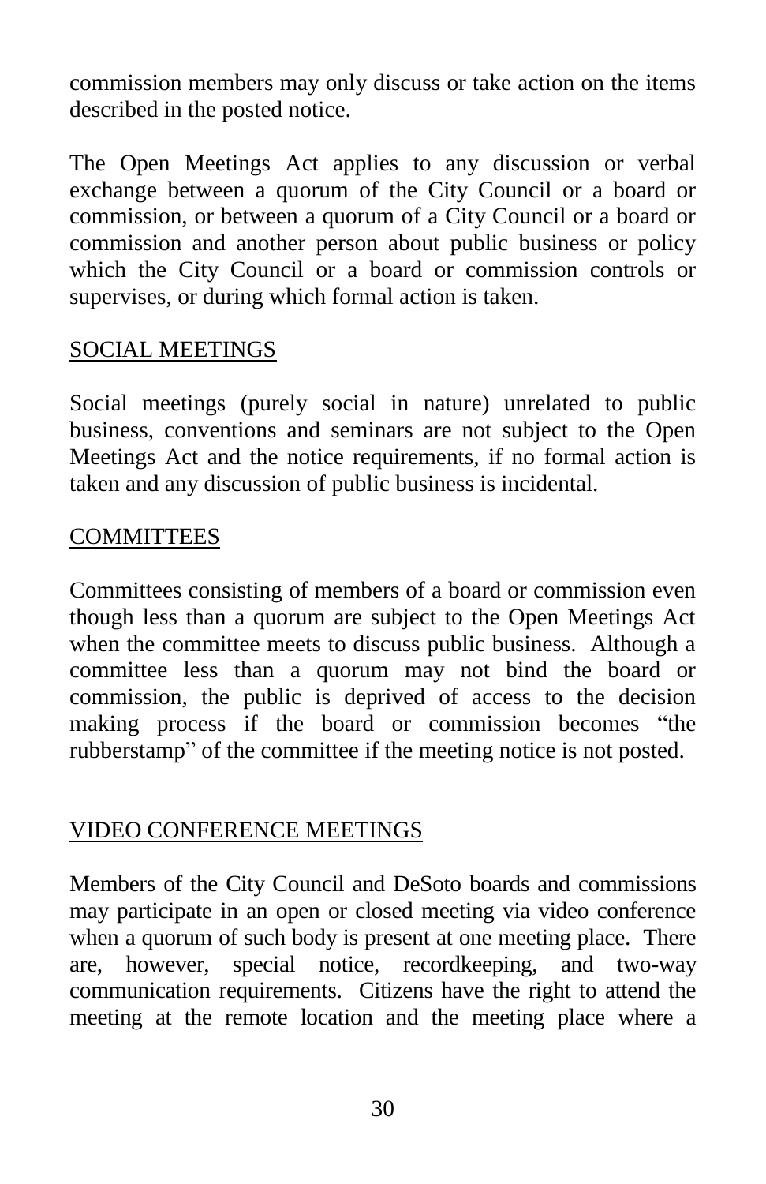commission members may only discuss or take action on the items described in the posted notice.

The Open Meetings Act applies to any discussion or verbal exchange between a quorum of the City Council or a board or commission, or between a quorum of a City Council or a board or commission and another person about public business or policy which the City Council or a board or commission controls or supervises, or during which formal action is taken.

## SOCIAL MEETINGS

Social meetings (purely social in nature) unrelated to public business, conventions and seminars are not subject to the Open Meetings Act and the notice requirements, if no formal action is taken and any discussion of public business is incidental.

## COMMITTEES

Committees consisting of members of a board or commission even though less than a quorum are subject to the Open Meetings Act when the committee meets to discuss public business. Although a committee less than a quorum may not bind the board or commission, the public is deprived of access to the decision making process if the board or commission becomes "the rubberstamp" of the committee if the meeting notice is not posted.

## VIDEO CONFERENCE MEETINGS

Members of the City Council and DeSoto boards and commissions may participate in an open or closed meeting via video conference when a quorum of such body is present at one meeting place. There are, however, special notice, recordkeeping, and two-way communication requirements. Citizens have the right to attend the meeting at the remote location and the meeting place where a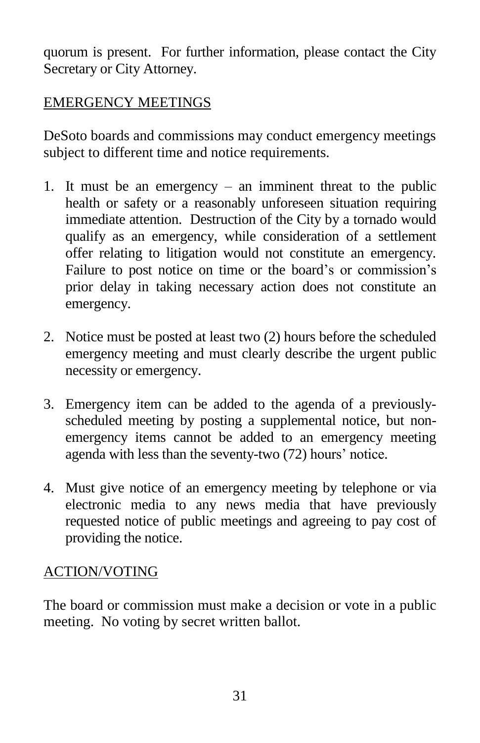quorum is present. For further information, please contact the City Secretary or City Attorney.

## EMERGENCY MEETINGS

DeSoto boards and commissions may conduct emergency meetings subject to different time and notice requirements.

1. It must be an emergency – an imminent threat to the public health or safety or a reasonably unforeseen situation requiring immediate attention. Destruction of the City by a tornado would qualify as an emergency, while consideration of a settlement offer relating to litigation would not constitute an emergency. Failure to post notice on time or the board's or commission's prior delay in taking necessary action does not constitute an emergency.

2. Notice must be posted at least two (2) hours before the scheduled emergency meeting and must clearly describe the urgent public necessity or emergency.

3. Emergency item can be added to the agenda of a previously-scheduled meeting by posting a supplemental notice, but non-emergency items cannot be added to an emergency meeting agenda with less than the seventy-two (72) hours' notice.

4. Must give notice of an emergency meeting by telephone or via electronic media to any news media that have previously requested notice of public meetings and agreeing to pay cost of providing the notice.

## ACTION/VOTING

The board or commission must make a decision or vote in a public meeting. No voting by secret written ballot.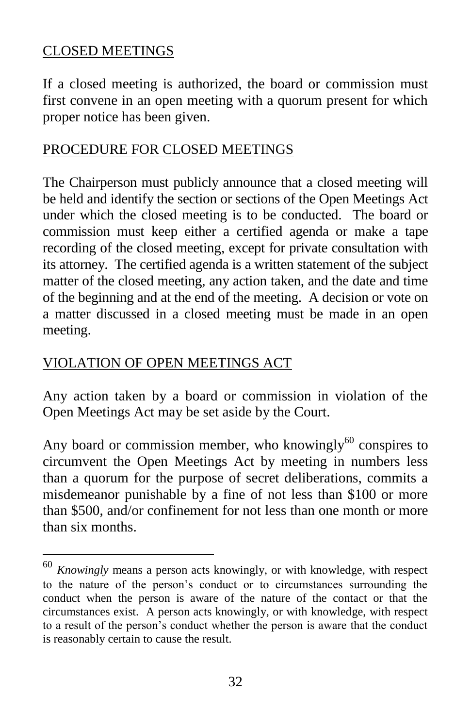## CLOSED MEETINGS

If a closed meeting is authorized, the board or commission must first convene in an open meeting with a quorum present for which proper notice has been given.

## PROCEDURE FOR CLOSED MEETINGS

The Chairperson must publicly announce that a closed meeting will be held and identify the section or sections of the Open Meetings Act under which the closed meeting is to be conducted. The board or commission must keep either a certified agenda or make a tape recording of the closed meeting, except for private consultation with its attorney. The certified agenda is a written statement of the subject matter of the closed meeting, any action taken, and the date and time of the beginning and at the end of the meeting. A decision or vote on a matter discussed in a closed meeting must be made in an open meeting.

## VIOLATION OF OPEN MEETINGS ACT

Any action taken by a board or commission in violation of the Open Meetings Act may be set aside by the Court.

Any board or commission member, who knowingly[60] conspires to circumvent the Open Meetings Act by meeting in numbers less than a quorum for the purpose of secret deliberations, commits a misdemeanor punishable by a fine of not less than $100 or more than $500, and/or confinement for not less than one month or more than six months.

---

[60] *Knowingly* means a person acts knowingly, or with knowledge, with respect to the nature of the person's conduct or to circumstances surrounding the conduct when the person is aware of the nature of the contact or that the circumstances exist. A person acts knowingly, or with knowledge, with respect to a result of the person's conduct whether the person is aware that the conduct is reasonably certain to cause the result.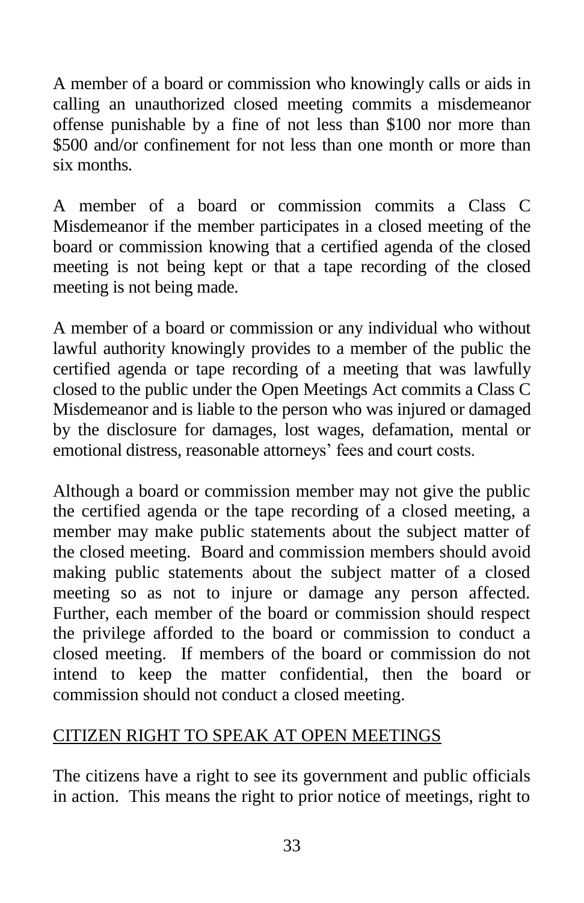A member of a board or commission who knowingly calls or aids in calling an unauthorized closed meeting commits a misdemeanor offense punishable by a fine of not less than $100 nor more than $500 and/or confinement for not less than one month or more than six months.

A member of a board or commission commits a Class C Misdemeanor if the member participates in a closed meeting of the board or commission knowing that a certified agenda of the closed meeting is not being kept or that a tape recording of the closed meeting is not being made.

A member of a board or commission or any individual who without lawful authority knowingly provides to a member of the public the certified agenda or tape recording of a meeting that was lawfully closed to the public under the Open Meetings Act commits a Class C Misdemeanor and is liable to the person who was injured or damaged by the disclosure for damages, lost wages, defamation, mental or emotional distress, reasonable attorneys' fees and court costs.

Although a board or commission member may not give the public the certified agenda or the tape recording of a closed meeting, a member may make public statements about the subject matter of the closed meeting. Board and commission members should avoid making public statements about the subject matter of a closed meeting so as not to injure or damage any person affected. Further, each member of the board or commission should respect the privilege afforded to the board or commission to conduct a closed meeting. If members of the board or commission do not intend to keep the matter confidential, then the board or commission should not conduct a closed meeting.

## CITIZEN RIGHT TO SPEAK AT OPEN MEETINGS

The citizens have a right to see its government and public officials in action. This means the right to prior notice of meetings, right to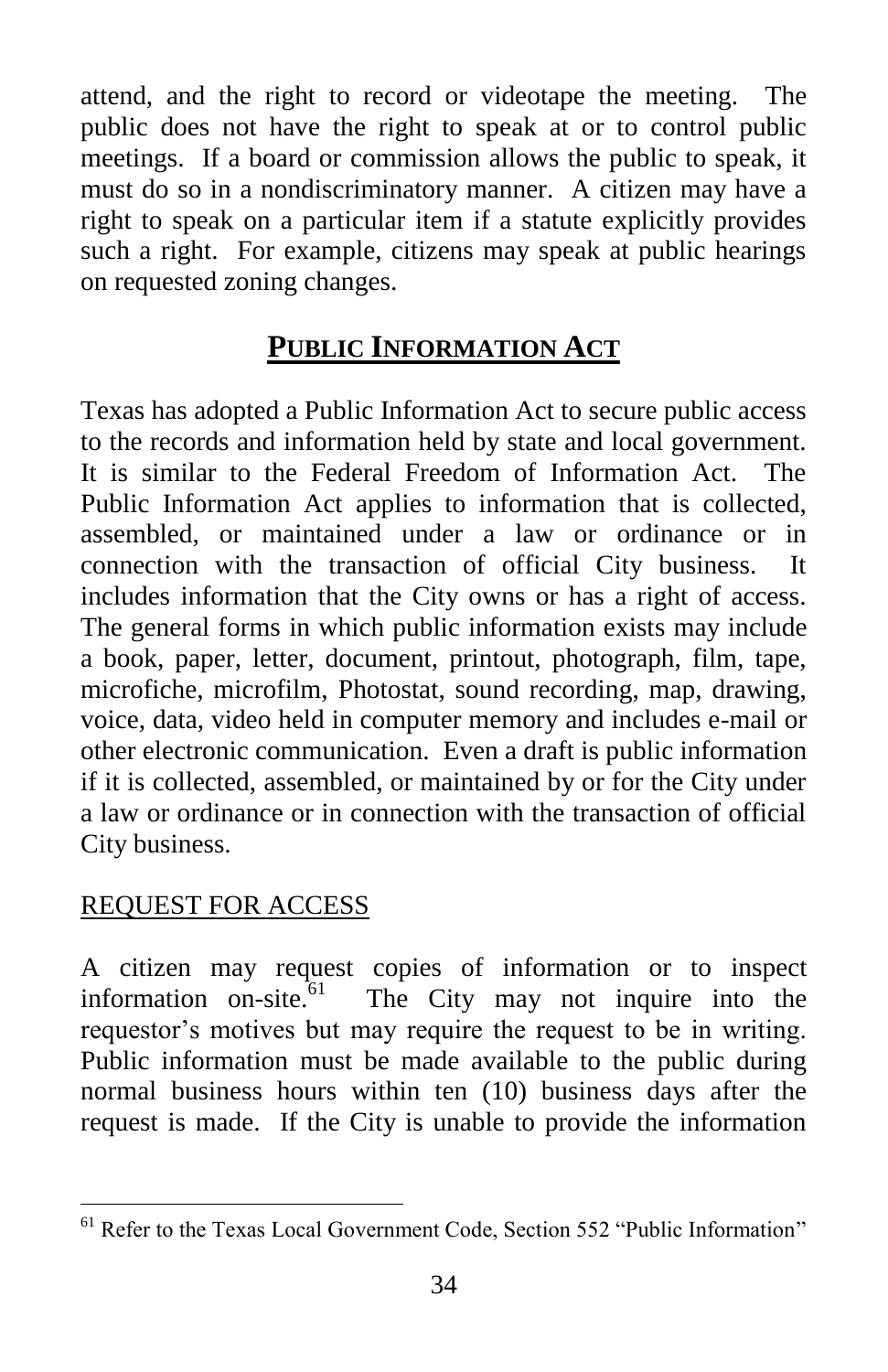attend, and the right to record or videotape the meeting. The public does not have the right to speak at or to control public meetings. If a board or commission allows the public to speak, it must do so in a nondiscriminatory manner. A citizen may have a right to speak on a particular item if a statute explicitly provides such a right. For example, citizens may speak at public hearings on requested zoning changes.

## PUBLIC INFORMATION ACT

Texas has adopted a Public Information Act to secure public access to the records and information held by state and local government. It is similar to the Federal Freedom of Information Act. The Public Information Act applies to information that is collected, assembled, or maintained under a law or ordinance or in connection with the transaction of official City business. It includes information that the City owns or has a right of access. The general forms in which public information exists may include a book, paper, letter, document, printout, photograph, film, tape, microfiche, microfilm, Photostat, sound recording, map, drawing, voice, data, video held in computer memory and includes e-mail or other electronic communication. Even a draft is public information if it is collected, assembled, or maintained by or for the City under a law or ordinance or in connection with the transaction of official City business.

### REQUEST FOR ACCESS

A citizen may request copies of information or to inspect information on-site.[61] The City may not inquire into the requestor's motives but may require the request to be in writing. Public information must be made available to the public during normal business hours within ten (10) business days after the request is made. If the City is unable to provide the information

---

[61] Refer to the Texas Local Government Code, Section 552 "Public Information"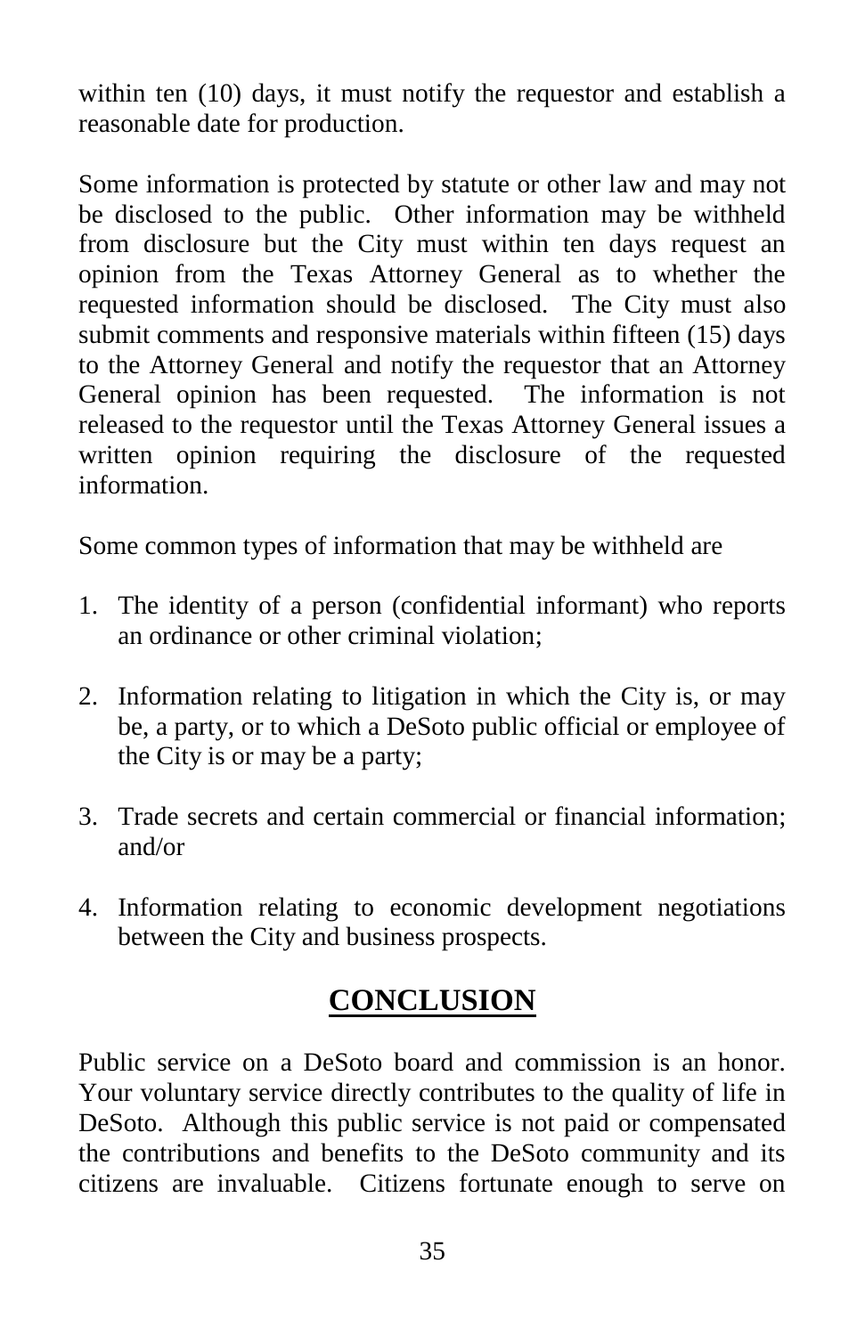within ten (10) days, it must notify the requestor and establish a reasonable date for production.

Some information is protected by statute or other law and may not be disclosed to the public. Other information may be withheld from disclosure but the City must within ten days request an opinion from the Texas Attorney General as to whether the requested information should be disclosed. The City must also submit comments and responsive materials within fifteen (15) days to the Attorney General and notify the requestor that an Attorney General opinion has been requested. The information is not released to the requestor until the Texas Attorney General issues a written opinion requiring the disclosure of the requested information.

Some common types of information that may be withheld are

1. The identity of a person (confidential informant) who reports an ordinance or other criminal violation;
2. Information relating to litigation in which the City is, or may be, a party, or to which a DeSoto public official or employee of the City is or may be a party;
3. Trade secrets and certain commercial or financial information; and/or
4. Information relating to economic development negotiations between the City and business prospects.

## CONCLUSION

Public service on a DeSoto board and commission is an honor. Your voluntary service directly contributes to the quality of life in DeSoto. Although this public service is not paid or compensated the contributions and benefits to the DeSoto community and its citizens are invaluable. Citizens fortunate enough to serve on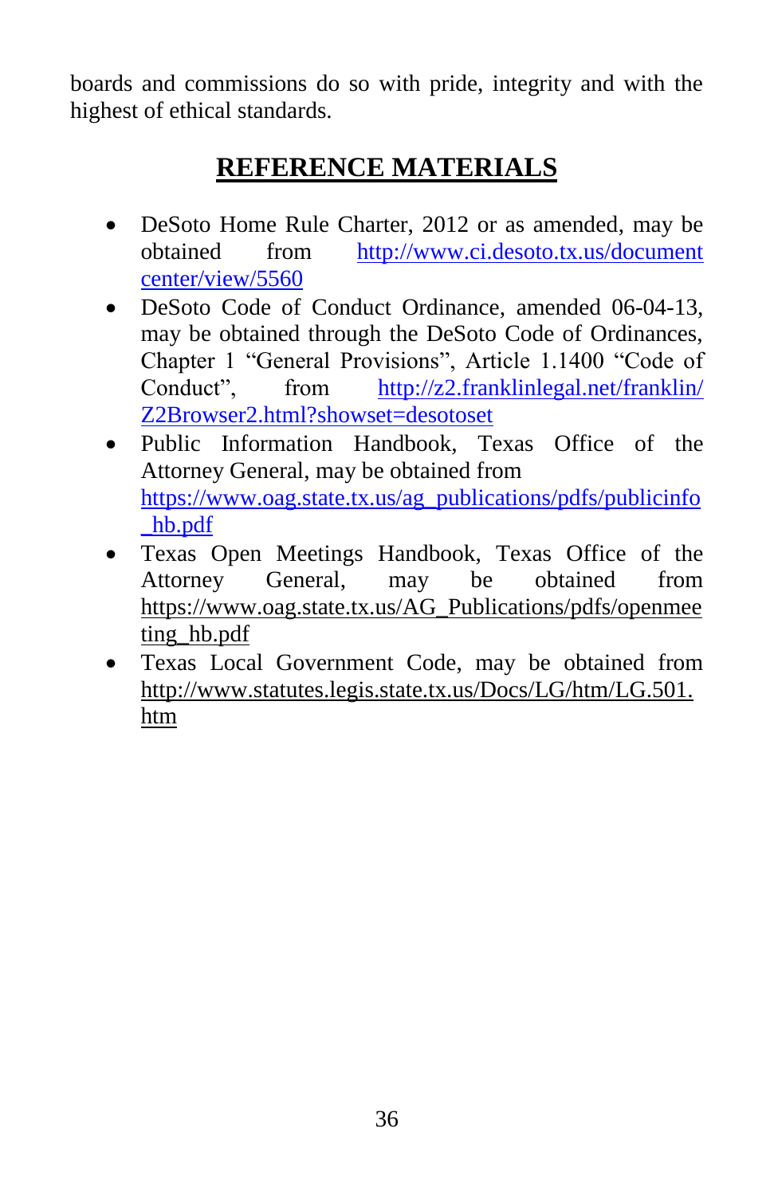boards and commissions do so with pride, integrity and with the highest of ethical standards.

## REFERENCE MATERIALS

- DeSoto Home Rule Charter, 2012 or as amended, may be obtained from http://www.ci.desoto.tx.us/documentcenter/view/5560
- DeSoto Code of Conduct Ordinance, amended 06-04-13, may be obtained through the DeSoto Code of Ordinances, Chapter 1 "General Provisions", Article 1.1400 "Code of Conduct", from http://z2.franklinlegal.net/franklin/Z2Browser2.html?showset=desotoset
- Public Information Handbook, Texas Office of the Attorney General, may be obtained from https://www.oag.state.tx.us/ag_publications/pdfs/publicinfo_hb.pdf
- Texas Open Meetings Handbook, Texas Office of the Attorney General, may be obtained from https://www.oag.state.tx.us/AG_Publications/pdfs/openmeeting_hb.pdf
- Texas Local Government Code, may be obtained from http://www.statutes.legis.state.tx.us/Docs/LG/htm/LG.501.htm